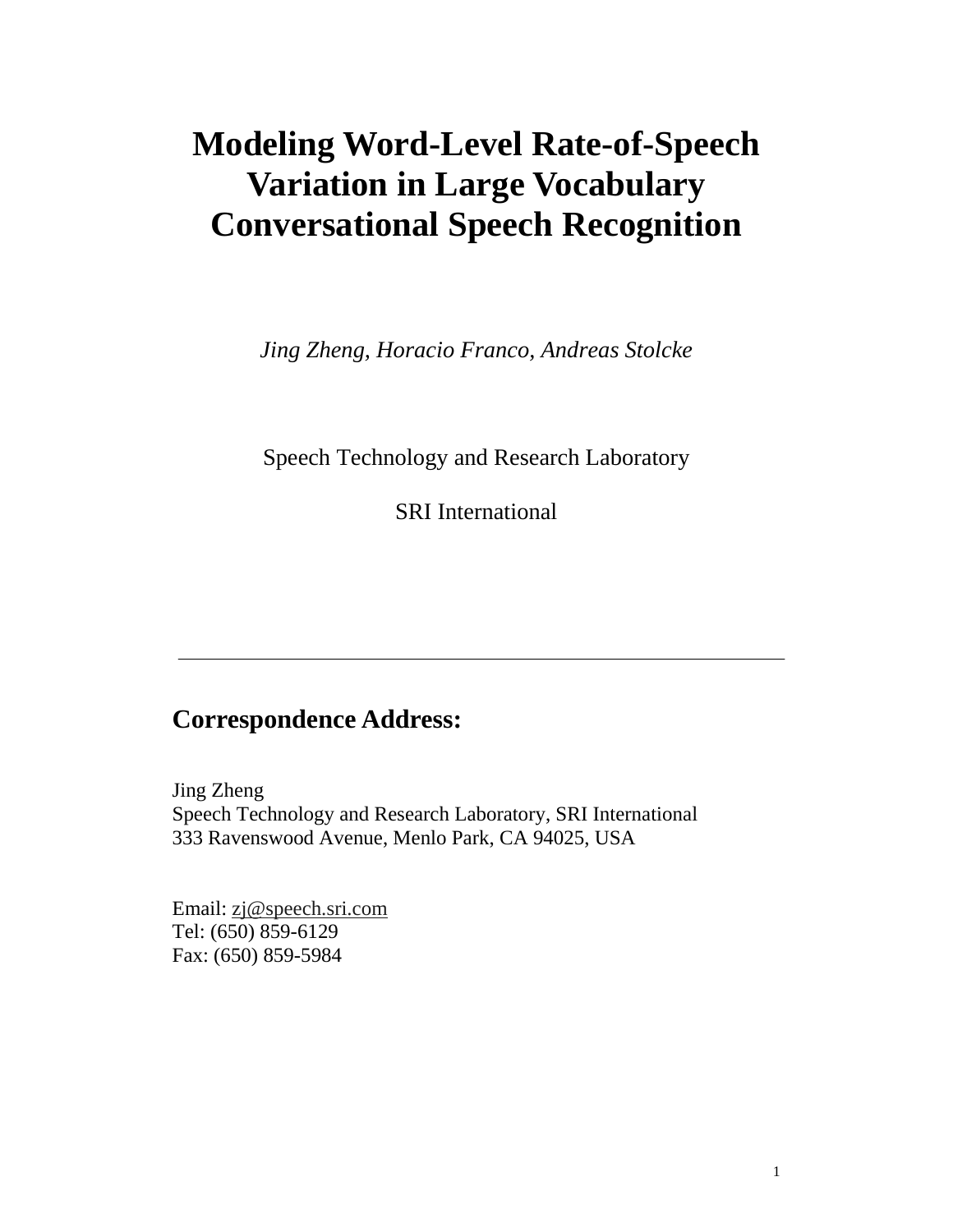# Modeling Word-Level Rate-of-Speech Variation in Large Vocabulary Conversational Speech Recognition

*Jing Zheng, Horacio Franco, Andreas Stolcke*

Speech Technology and Research Laboratory

SRI International

---

## Correspondence Address:

Jing Zheng
Speech Technology and Research Laboratory, SRI International
333 Ravenswood Avenue, Menlo Park, CA 94025, USA

Email: zj@speech.sri.com
Tel: (650) 859-6129
Fax: (650) 859-5984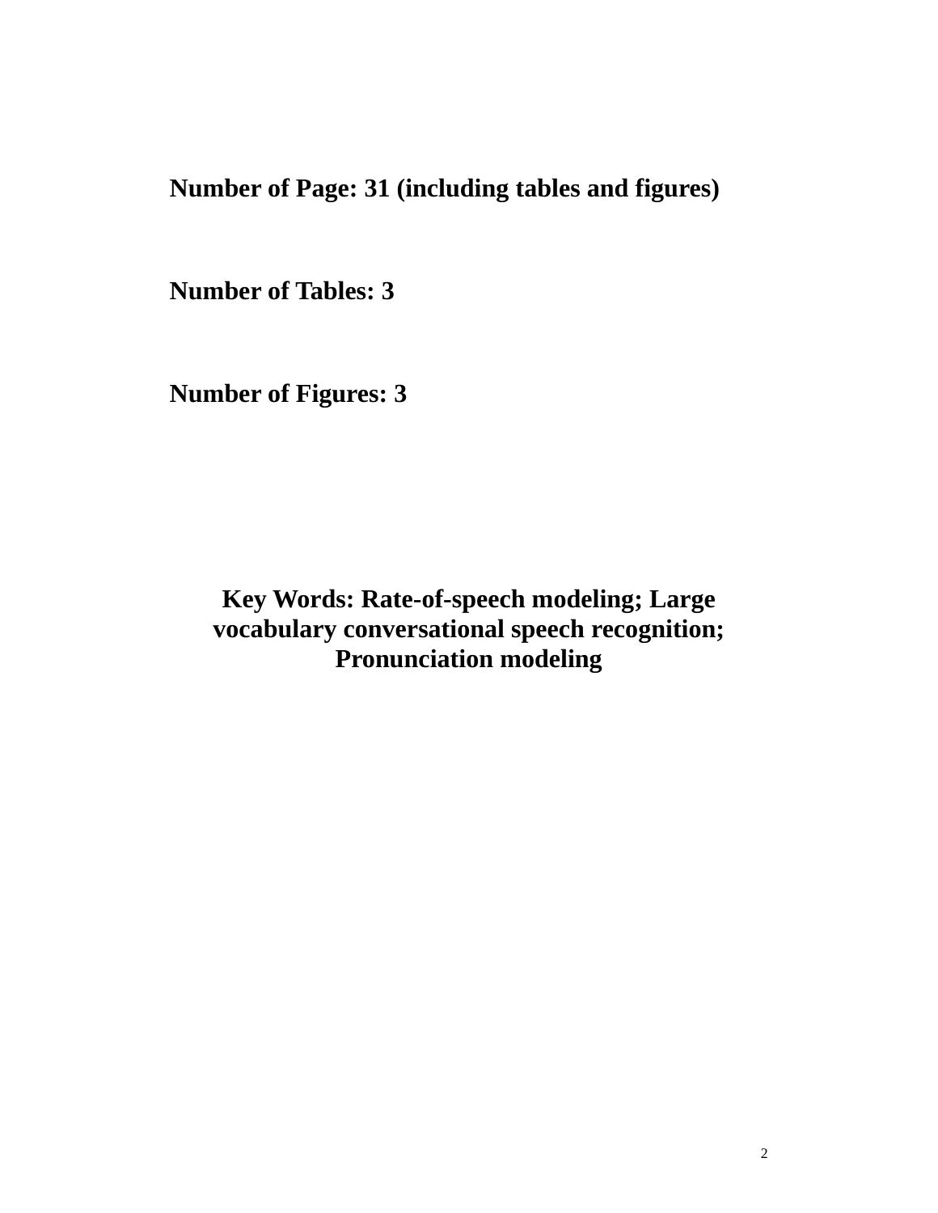**Number of Page: 31 (including tables and figures)**

**Number of Tables: 3**

**Number of Figures: 3**

**Key Words: Rate-of-speech modeling; Large vocabulary conversational speech recognition; Pronunciation modeling**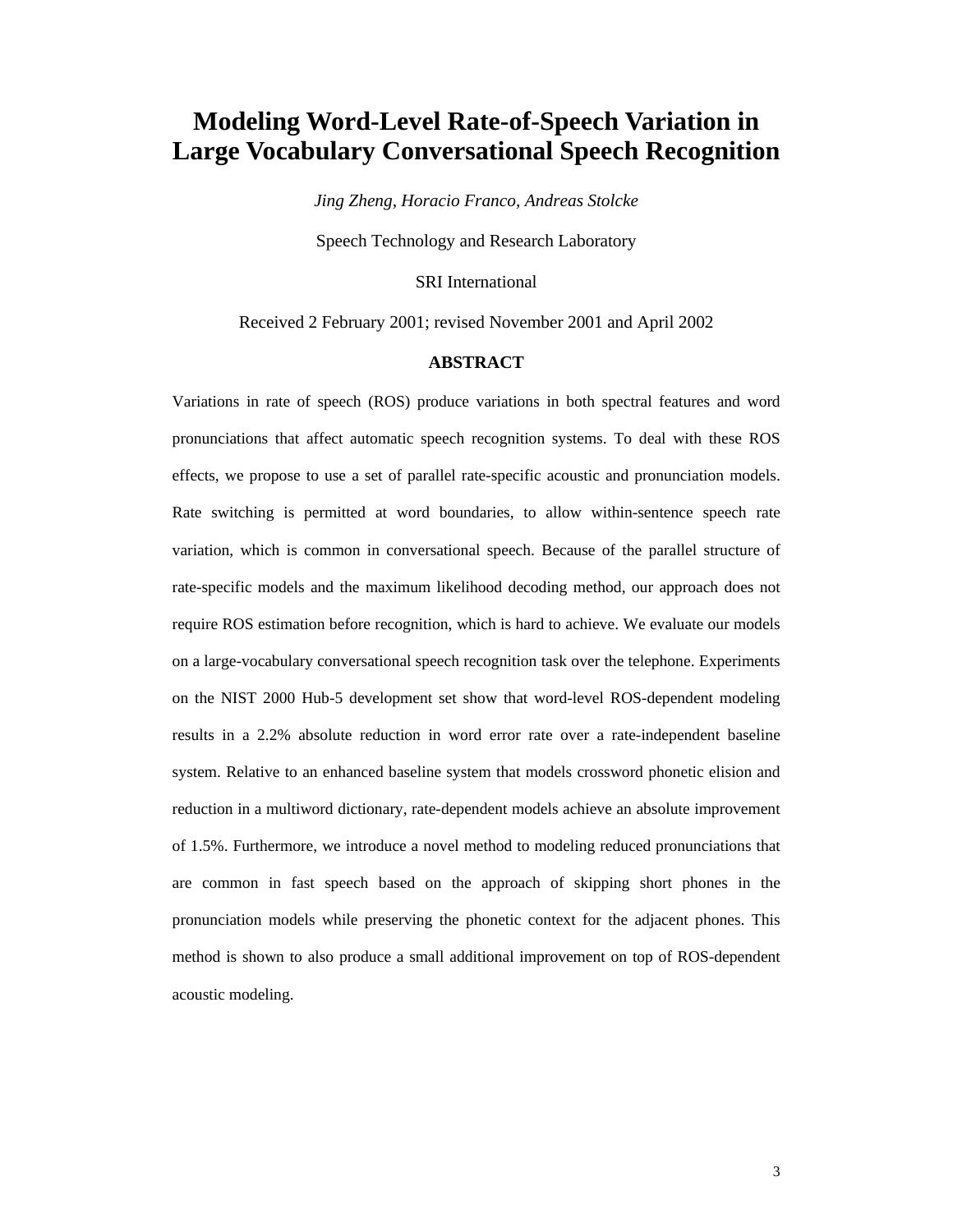# Modeling Word-Level Rate-of-Speech Variation in Large Vocabulary Conversational Speech Recognition

*Jing Zheng, Horacio Franco, Andreas Stolcke*

Speech Technology and Research Laboratory

SRI International

Received 2 February 2001; revised November 2001 and April 2002

## ABSTRACT

Variations in rate of speech (ROS) produce variations in both spectral features and word pronunciations that affect automatic speech recognition systems. To deal with these ROS effects, we propose to use a set of parallel rate-specific acoustic and pronunciation models. Rate switching is permitted at word boundaries, to allow within-sentence speech rate variation, which is common in conversational speech. Because of the parallel structure of rate-specific models and the maximum likelihood decoding method, our approach does not require ROS estimation before recognition, which is hard to achieve. We evaluate our models on a large-vocabulary conversational speech recognition task over the telephone. Experiments on the NIST 2000 Hub-5 development set show that word-level ROS-dependent modeling results in a 2.2% absolute reduction in word error rate over a rate-independent baseline system. Relative to an enhanced baseline system that models crossword phonetic elision and reduction in a multiword dictionary, rate-dependent models achieve an absolute improvement of 1.5%. Furthermore, we introduce a novel method to modeling reduced pronunciations that are common in fast speech based on the approach of skipping short phones in the pronunciation models while preserving the phonetic context for the adjacent phones. This method is shown to also produce a small additional improvement on top of ROS-dependent acoustic modeling.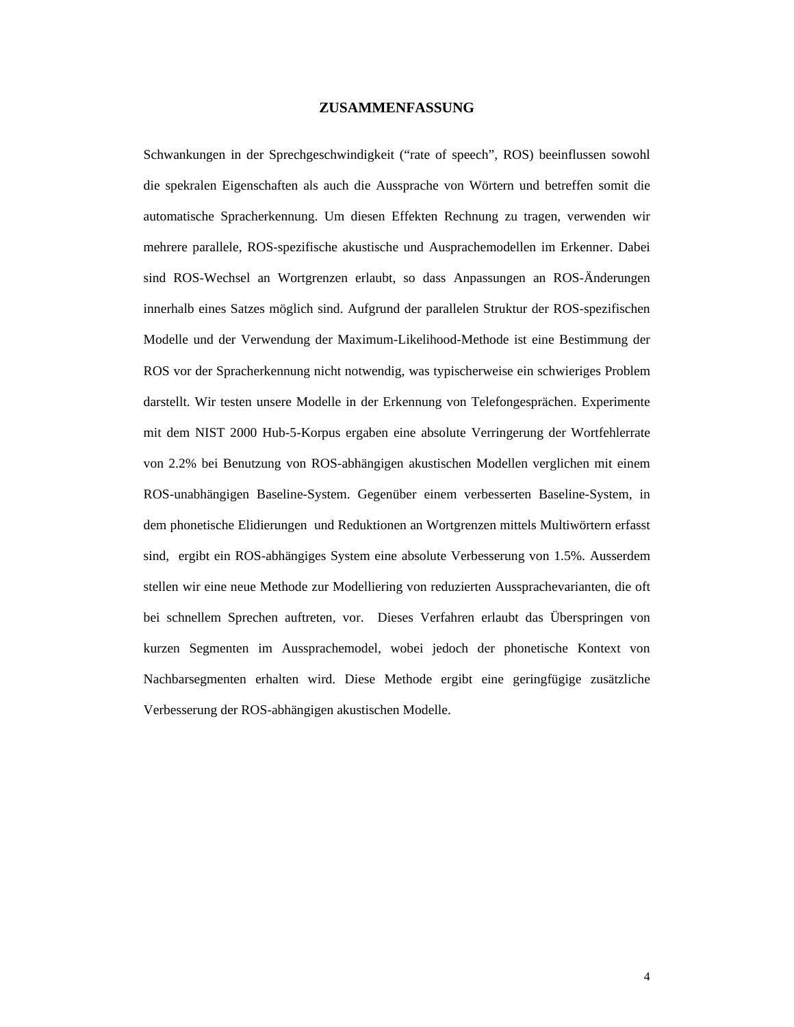## ZUSAMMENFASSUNG

Schwankungen in der Sprechgeschwindigkeit (“rate of speech”, ROS) beeinflussen sowohl die spekralen Eigenschaften als auch die Aussprache von Wörtern und betreffen somit die automatische Spracherkennung. Um diesen Effekten Rechnung zu tragen, verwenden wir mehrere parallele, ROS-spezifische akustische und Aussprachemodellen im Erkenner. Dabei sind ROS-Wechsel an Wortgrenzen erlaubt, so dass Anpassungen an ROS-Änderungen innerhalb eines Satzes möglich sind. Aufgrund der parallelen Struktur der ROS-spezifischen Modelle und der Verwendung der Maximum-Likelihood-Methode ist eine Bestimmung der ROS vor der Spracherkennung nicht notwendig, was typischerweise ein schwieriges Problem darstellt. Wir testen unsere Modelle in der Erkennung von Telefongesprächen. Experimente mit dem NIST 2000 Hub-5-Korpus ergaben eine absolute Verringerung der Wortfehlerrate von 2.2% bei Benutzung von ROS-abhängigen akustischen Modellen verglichen mit einem ROS-unabhängigen Baseline-System. Gegenüber einem verbesserten Baseline-System, in dem phonetische Elidierungen und Reduktionen an Wortgrenzen mittels Multiwörtern erfasst sind, ergibt ein ROS-abhängiges System eine absolute Verbesserung von 1.5%. Ausserdem stellen wir eine neue Methode zur Modelliering von reduzierten Aussprachevarianten, die oft bei schnellem Sprechen auftreten, vor. Dieses Verfahren erlaubt das Überspringen von kurzen Segmenten im Aussprachemodel, wobei jedoch der phonetische Kontext von Nachbarsegmenten erhalten wird. Diese Methode ergibt eine geringfügige zusätzliche Verbesserung der ROS-abhängigen akustischen Modelle.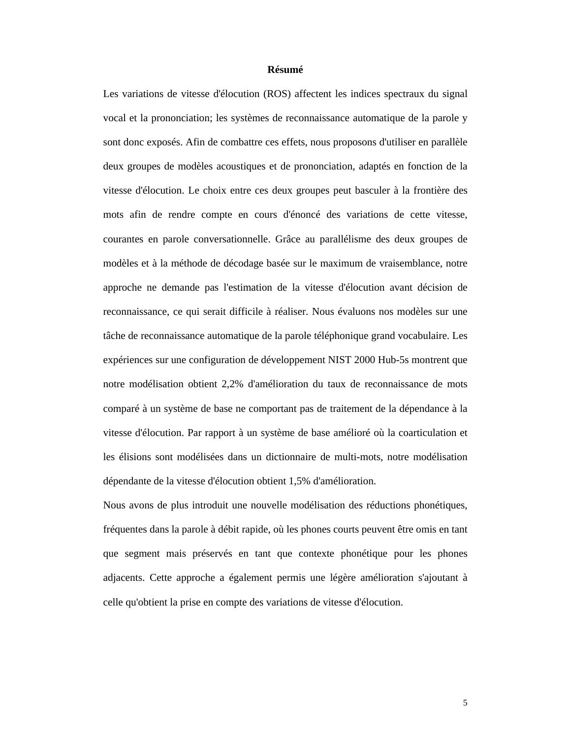# Résumé

Les variations de vitesse d'élocution (ROS) affectent les indices spectraux du signal vocal et la prononciation; les systèmes de reconnaissance automatique de la parole y sont donc exposés. Afin de combattre ces effets, nous proposons d'utiliser en parallèle deux groupes de modèles acoustiques et de prononciation, adaptés en fonction de la vitesse d'élocution. Le choix entre ces deux groupes peut basculer à la frontière des mots afin de rendre compte en cours d'énoncé des variations de cette vitesse, courantes en parole conversationnelle. Grâce au parallélisme des deux groupes de modèles et à la méthode de décodage basée sur le maximum de vraisemblance, notre approche ne demande pas l'estimation de la vitesse d'élocution avant décision de reconnaissance, ce qui serait difficile à réaliser. Nous évaluons nos modèles sur une tâche de reconnaissance automatique de la parole téléphonique grand vocabulaire. Les expériences sur une configuration de développement NIST 2000 Hub-5s montrent que notre modélisation obtient 2,2% d'amélioration du taux de reconnaissance de mots comparé à un système de base ne comportant pas de traitement de la dépendance à la vitesse d'élocution. Par rapport à un système de base amélioré où la coarticulation et les élisions sont modélisées dans un dictionnaire de multi-mots, notre modélisation dépendante de la vitesse d'élocution obtient 1,5% d'amélioration.

Nous avons de plus introduit une nouvelle modélisation des réductions phonétiques, fréquentes dans la parole à débit rapide, où les phones courts peuvent être omis en tant que segment mais préservés en tant que contexte phonétique pour les phones adjacents. Cette approche a également permis une légère amélioration s'ajoutant à celle qu'obtient la prise en compte des variations de vitesse d'élocution.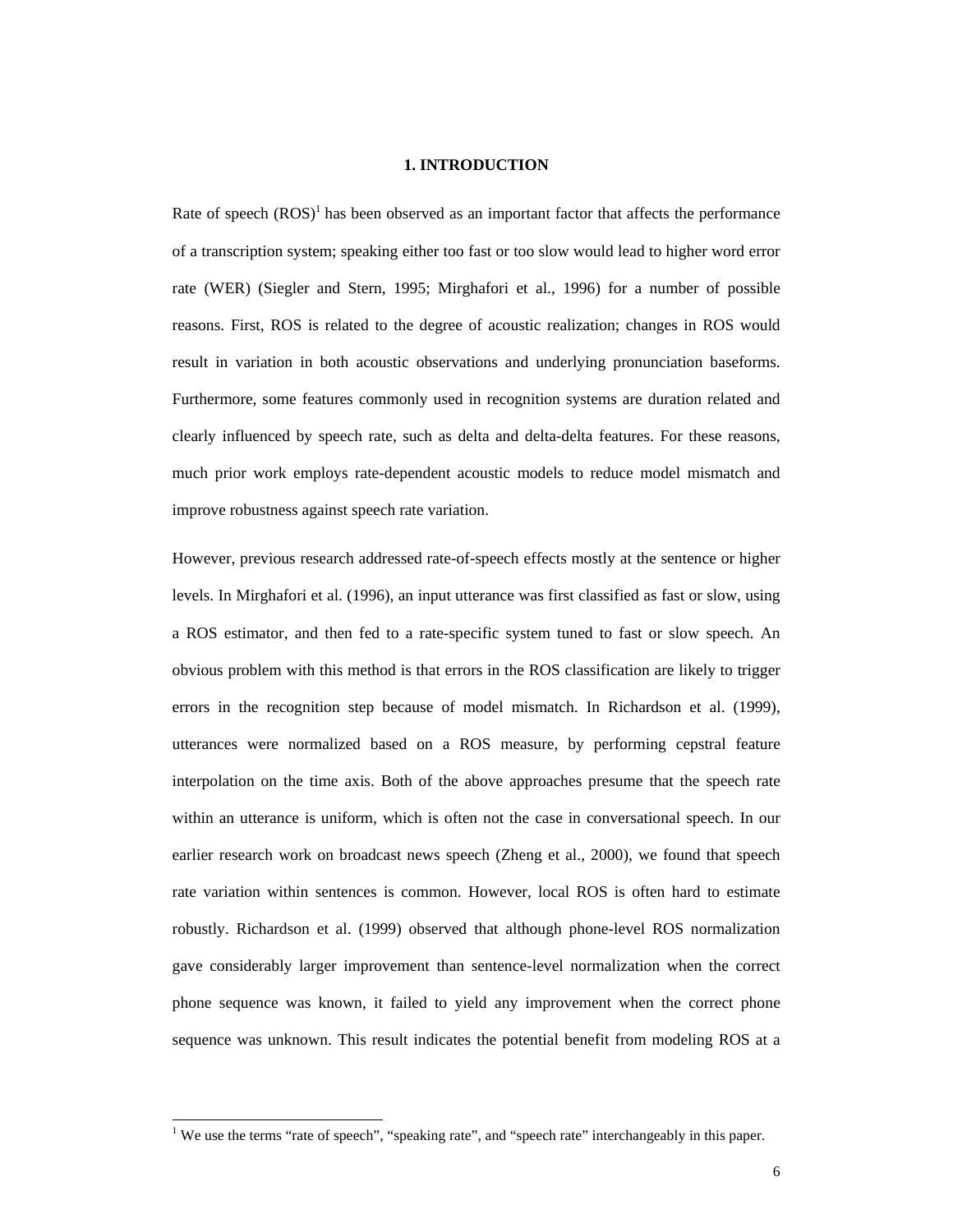# 1. INTRODUCTION

Rate of speech (ROS)[1] has been observed as an important factor that affects the performance of a transcription system; speaking either too fast or too slow would lead to higher word error rate (WER) (Siegler and Stern, 1995; Mirghafori et al., 1996) for a number of possible reasons. First, ROS is related to the degree of acoustic realization; changes in ROS would result in variation in both acoustic observations and underlying pronunciation baseforms. Furthermore, some features commonly used in recognition systems are duration related and clearly influenced by speech rate, such as delta and delta-delta features. For these reasons, much prior work employs rate-dependent acoustic models to reduce model mismatch and improve robustness against speech rate variation.

However, previous research addressed rate-of-speech effects mostly at the sentence or higher levels. In Mirghafori et al. (1996), an input utterance was first classified as fast or slow, using a ROS estimator, and then fed to a rate-specific system tuned to fast or slow speech. An obvious problem with this method is that errors in the ROS classification are likely to trigger errors in the recognition step because of model mismatch. In Richardson et al. (1999), utterances were normalized based on a ROS measure, by performing cepstral feature interpolation on the time axis. Both of the above approaches presume that the speech rate within an utterance is uniform, which is often not the case in conversational speech. In our earlier research work on broadcast news speech (Zheng et al., 2000), we found that speech rate variation within sentences is common. However, local ROS is often hard to estimate robustly. Richardson et al. (1999) observed that although phone-level ROS normalization gave considerably larger improvement than sentence-level normalization when the correct phone sequence was known, it failed to yield any improvement when the correct phone sequence was unknown. This result indicates the potential benefit from modeling ROS at a

---

[1] We use the terms "rate of speech", "speaking rate", and "speech rate" interchangeably in this paper.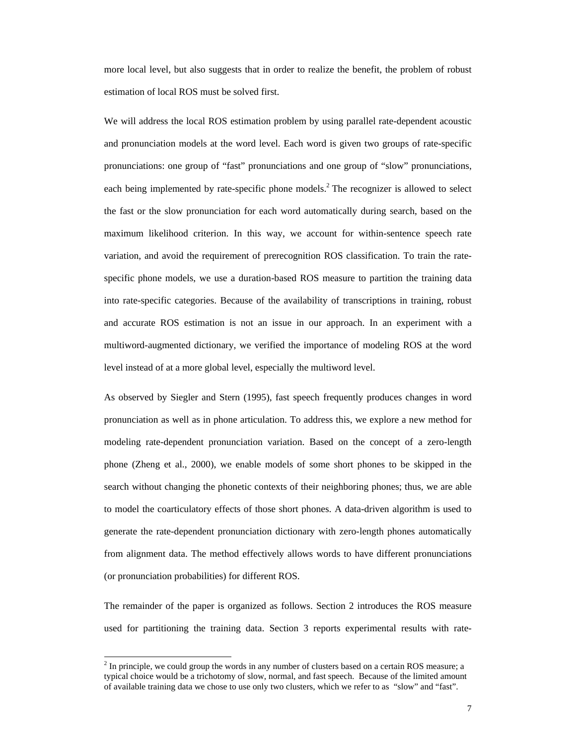more local level, but also suggests that in order to realize the benefit, the problem of robust estimation of local ROS must be solved first.

We will address the local ROS estimation problem by using parallel rate-dependent acoustic and pronunciation models at the word level. Each word is given two groups of rate-specific pronunciations: one group of "fast" pronunciations and one group of "slow" pronunciations, each being implemented by rate-specific phone models.[2] The recognizer is allowed to select the fast or the slow pronunciation for each word automatically during search, based on the maximum likelihood criterion. In this way, we account for within-sentence speech rate variation, and avoid the requirement of prerecognition ROS classification. To train the rate-specific phone models, we use a duration-based ROS measure to partition the training data into rate-specific categories. Because of the availability of transcriptions in training, robust and accurate ROS estimation is not an issue in our approach. In an experiment with a multiword-augmented dictionary, we verified the importance of modeling ROS at the word level instead of at a more global level, especially the multiword level.

As observed by Siegler and Stern (1995), fast speech frequently produces changes in word pronunciation as well as in phone articulation. To address this, we explore a new method for modeling rate-dependent pronunciation variation. Based on the concept of a zero-length phone (Zheng et al., 2000), we enable models of some short phones to be skipped in the search without changing the phonetic contexts of their neighboring phones; thus, we are able to model the coarticulatory effects of those short phones. A data-driven algorithm is used to generate the rate-dependent pronunciation dictionary with zero-length phones automatically from alignment data. The method effectively allows words to have different pronunciations (or pronunciation probabilities) for different ROS.

The remainder of the paper is organized as follows. Section 2 introduces the ROS measure used for partitioning the training data. Section 3 reports experimental results with rate-

[2] In principle, we could group the words in any number of clusters based on a certain ROS measure; a typical choice would be a trichotomy of slow, normal, and fast speech. Because of the limited amount of available training data we chose to use only two clusters, which we refer to as "slow" and "fast".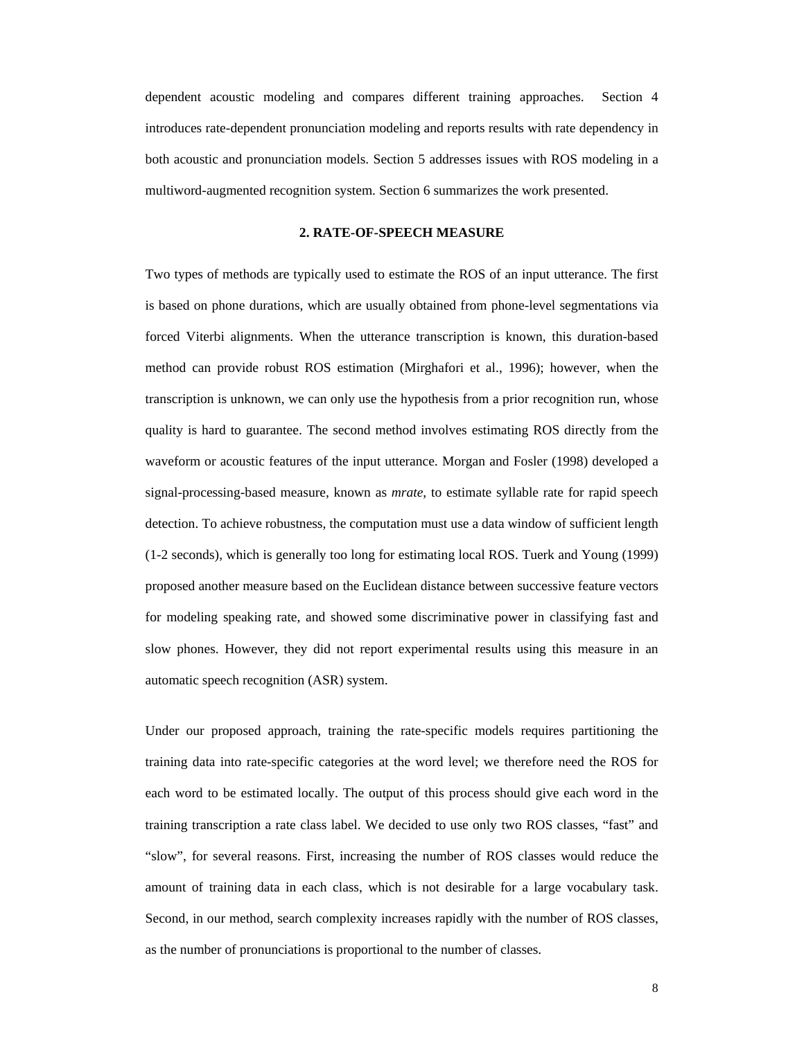dependent acoustic modeling and compares different training approaches. Section 4 introduces rate-dependent pronunciation modeling and reports results with rate dependency in both acoustic and pronunciation models. Section 5 addresses issues with ROS modeling in a multiword-augmented recognition system. Section 6 summarizes the work presented.

## 2. RATE-OF-SPEECH MEASURE

Two types of methods are typically used to estimate the ROS of an input utterance. The first is based on phone durations, which are usually obtained from phone-level segmentations via forced Viterbi alignments. When the utterance transcription is known, this duration-based method can provide robust ROS estimation (Mirghafori et al., 1996); however, when the transcription is unknown, we can only use the hypothesis from a prior recognition run, whose quality is hard to guarantee. The second method involves estimating ROS directly from the waveform or acoustic features of the input utterance. Morgan and Fosler (1998) developed a signal-processing-based measure, known as *mrate*, to estimate syllable rate for rapid speech detection. To achieve robustness, the computation must use a data window of sufficient length (1-2 seconds), which is generally too long for estimating local ROS. Tuerk and Young (1999) proposed another measure based on the Euclidean distance between successive feature vectors for modeling speaking rate, and showed some discriminative power in classifying fast and slow phones. However, they did not report experimental results using this measure in an automatic speech recognition (ASR) system.

Under our proposed approach, training the rate-specific models requires partitioning the training data into rate-specific categories at the word level; we therefore need the ROS for each word to be estimated locally. The output of this process should give each word in the training transcription a rate class label. We decided to use only two ROS classes, "fast" and "slow", for several reasons. First, increasing the number of ROS classes would reduce the amount of training data in each class, which is not desirable for a large vocabulary task. Second, in our method, search complexity increases rapidly with the number of ROS classes, as the number of pronunciations is proportional to the number of classes.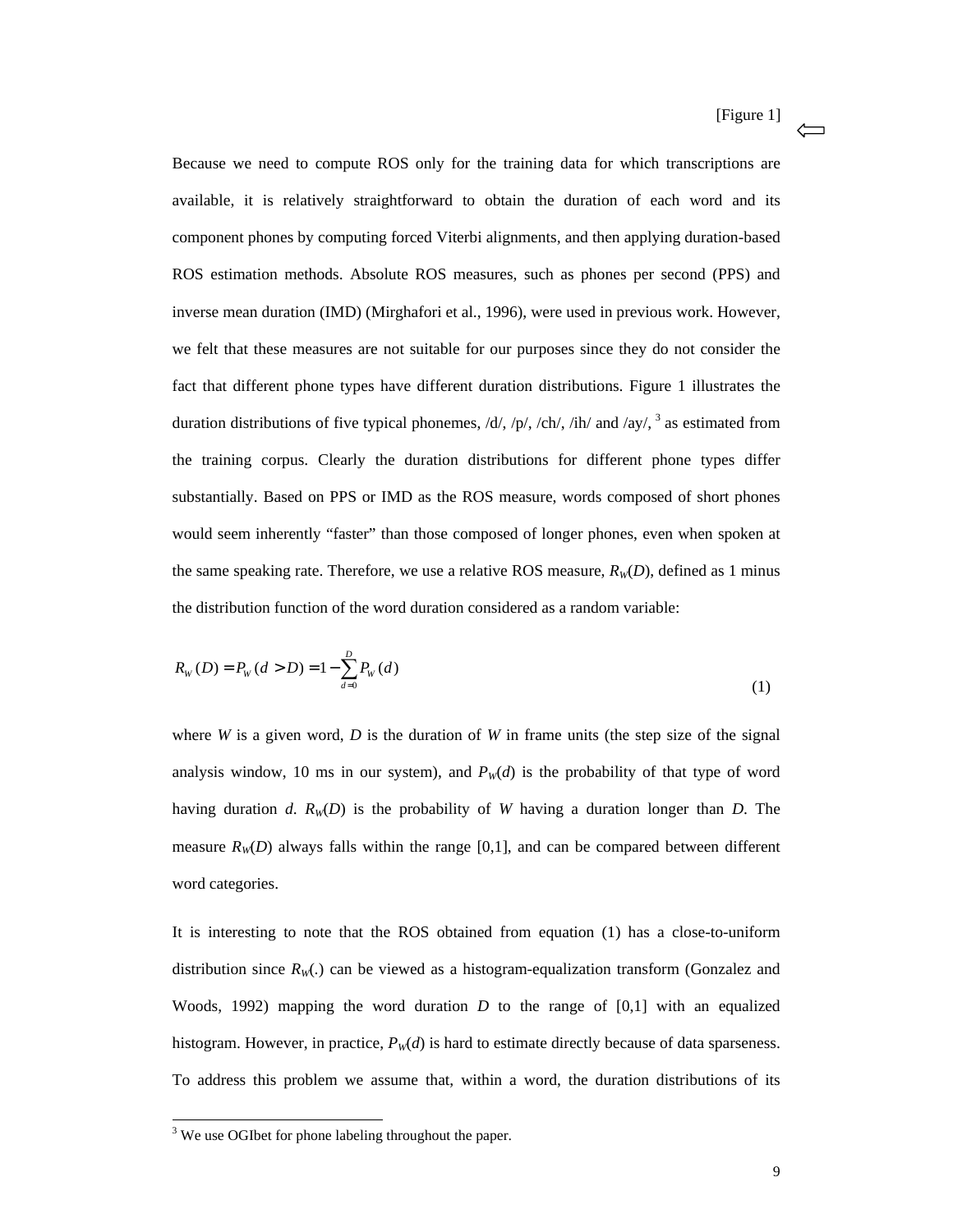[Figure 1] ⇐

Because we need to compute ROS only for the training data for which transcriptions are available, it is relatively straightforward to obtain the duration of each word and its component phones by computing forced Viterbi alignments, and then applying duration-based ROS estimation methods. Absolute ROS measures, such as phones per second (PPS) and inverse mean duration (IMD) (Mirghafori et al., 1996), were used in previous work. However, we felt that these measures are not suitable for our purposes since they do not consider the fact that different phone types have different duration distributions. Figure 1 illustrates the duration distributions of five typical phonemes, /d/, /p/, /ch/, /ih/ and /ay/, [3] as estimated from the training corpus. Clearly the duration distributions for different phone types differ substantially. Based on PPS or IMD as the ROS measure, words composed of short phones would seem inherently "faster" than those composed of longer phones, even when spoken at the same speaking rate. Therefore, we use a relative ROS measure, $R_W(D)$, defined as 1 minus the distribution function of the word duration considered as a random variable:

$$R_W(D) = P_W(d > D) = 1 - \sum_{d=0}^{D} P_W(d) \tag{1}$$

where $W$ is a given word, $D$ is the duration of $W$ in frame units (the step size of the signal analysis window, 10 ms in our system), and $P_W(d)$ is the probability of that type of word having duration $d$. $R_W(D)$ is the probability of $W$ having a duration longer than $D$. The measure $R_W(D)$ always falls within the range [0,1], and can be compared between different word categories.

It is interesting to note that the ROS obtained from equation (1) has a close-to-uniform distribution since $R_W(.)$ can be viewed as a histogram-equalization transform (Gonzalez and Woods, 1992) mapping the word duration $D$ to the range of [0,1] with an equalized histogram. However, in practice, $P_W(d)$ is hard to estimate directly because of data sparseness. To address this problem we assume that, within a word, the duration distributions of its

[3] We use OGIbet for phone labeling throughout the paper.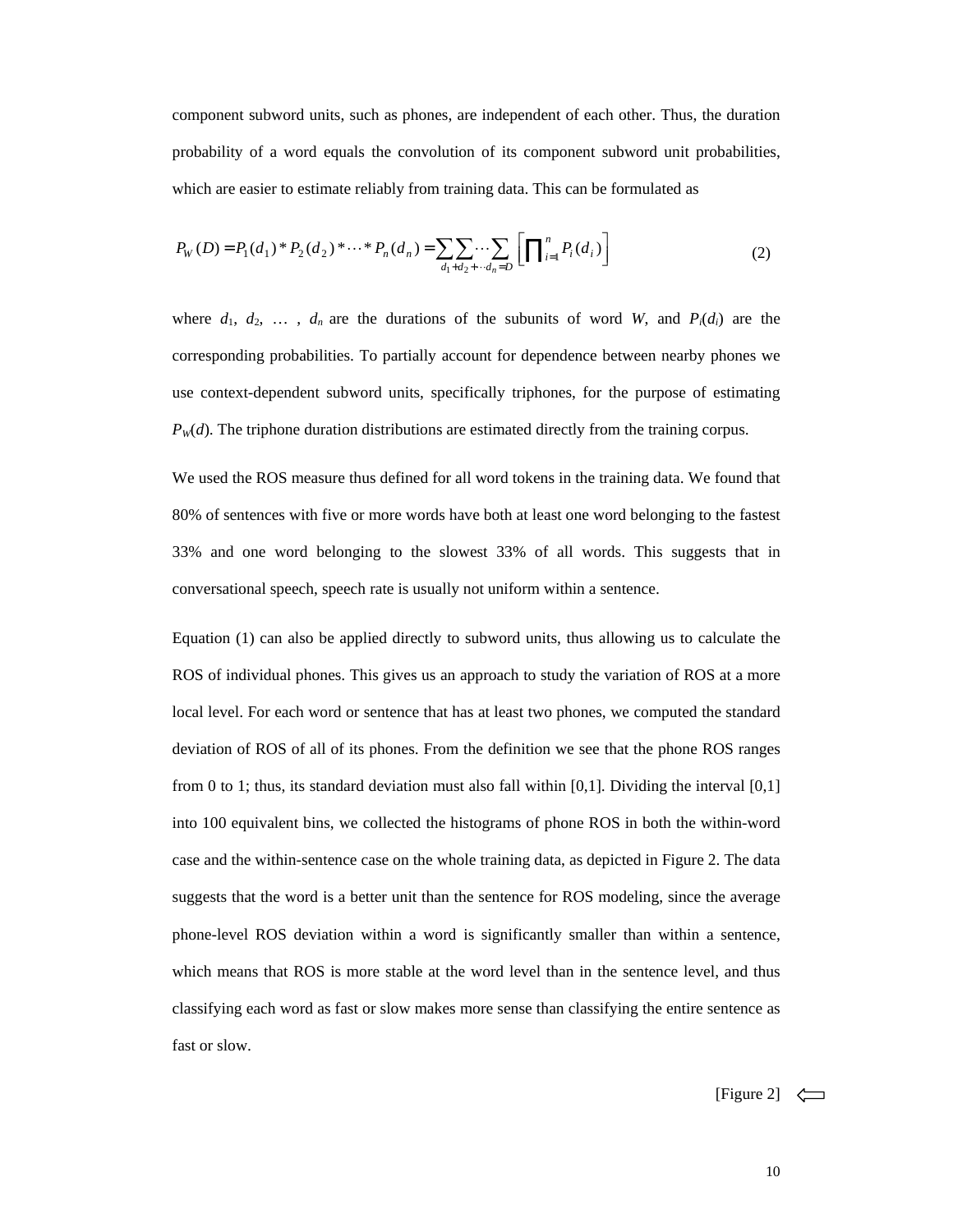component subword units, such as phones, are independent of each other. Thus, the duration probability of a word equals the convolution of its component subword unit probabilities, which are easier to estimate reliably from training data. This can be formulated as

$$P_W(D) = P_1(d_1) * P_2(d_2) * \cdots * P_n(d_n) = \sum \sum_{d_1 + d_2 + \cdots d_n = D} \cdots \sum \left[ \prod_{i=1}^{n} P_i(d_i) \right] \tag{2}$$

where $d_1$, $d_2$, … , $d_n$ are the durations of the subunits of word $W$, and $P_i(d_i)$ are the corresponding probabilities. To partially account for dependence between nearby phones we use context-dependent subword units, specifically triphones, for the purpose of estimating $P_W(d)$. The triphone duration distributions are estimated directly from the training corpus.

We used the ROS measure thus defined for all word tokens in the training data. We found that 80% of sentences with five or more words have both at least one word belonging to the fastest 33% and one word belonging to the slowest 33% of all words. This suggests that in conversational speech, speech rate is usually not uniform within a sentence.

Equation (1) can also be applied directly to subword units, thus allowing us to calculate the ROS of individual phones. This gives us an approach to study the variation of ROS at a more local level. For each word or sentence that has at least two phones, we computed the standard deviation of ROS of all of its phones. From the definition we see that the phone ROS ranges from 0 to 1; thus, its standard deviation must also fall within [0,1]. Dividing the interval [0,1] into 100 equivalent bins, we collected the histograms of phone ROS in both the within-word case and the within-sentence case on the whole training data, as depicted in Figure 2. The data suggests that the word is a better unit than the sentence for ROS modeling, since the average phone-level ROS deviation within a word is significantly smaller than within a sentence, which means that ROS is more stable at the word level than in the sentence level, and thus classifying each word as fast or slow makes more sense than classifying the entire sentence as fast or slow.

[Figure 2] ⟸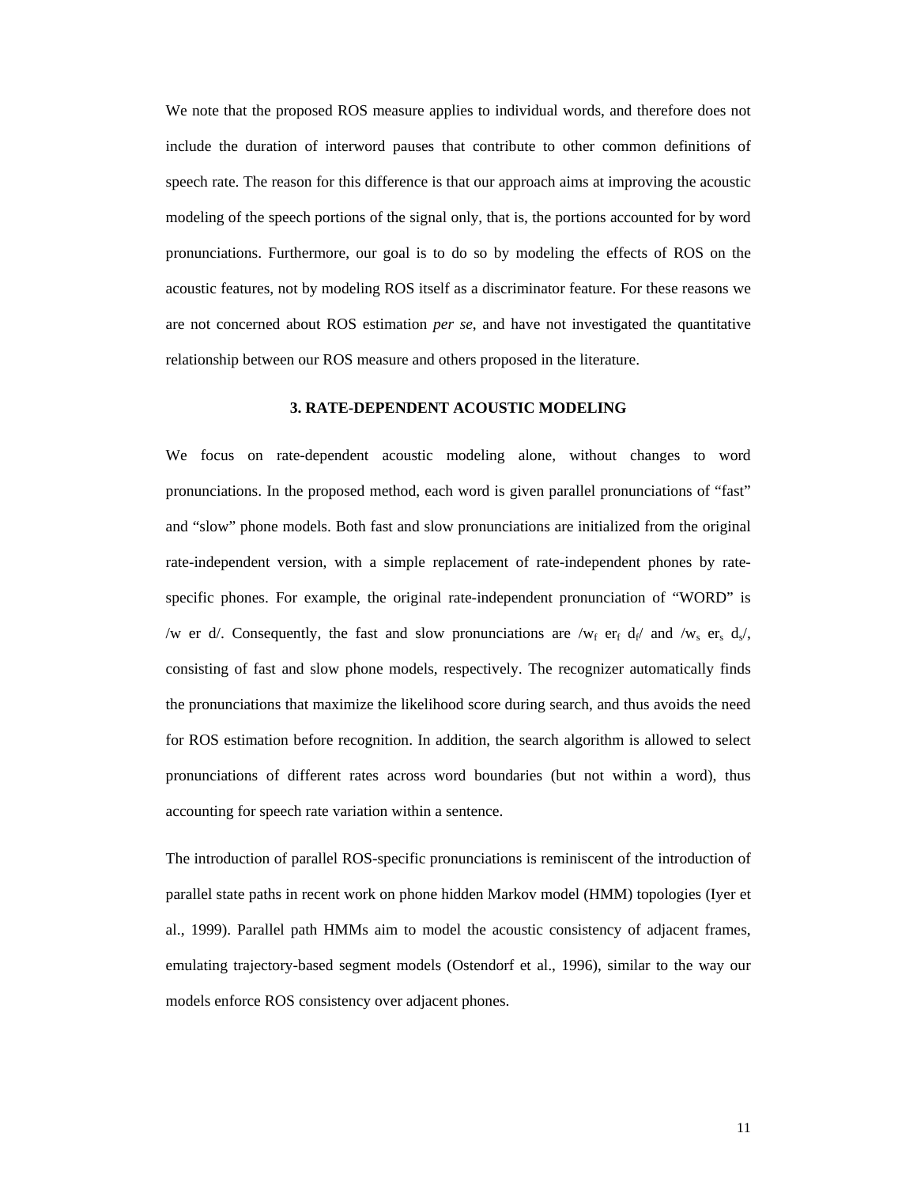We note that the proposed ROS measure applies to individual words, and therefore does not include the duration of interword pauses that contribute to other common definitions of speech rate. The reason for this difference is that our approach aims at improving the acoustic modeling of the speech portions of the signal only, that is, the portions accounted for by word pronunciations. Furthermore, our goal is to do so by modeling the effects of ROS on the acoustic features, not by modeling ROS itself as a discriminator feature. For these reasons we are not concerned about ROS estimation *per se*, and have not investigated the quantitative relationship between our ROS measure and others proposed in the literature.

## 3. RATE-DEPENDENT ACOUSTIC MODELING

We focus on rate-dependent acoustic modeling alone, without changes to word pronunciations. In the proposed method, each word is given parallel pronunciations of "fast" and "slow" phone models. Both fast and slow pronunciations are initialized from the original rate-independent version, with a simple replacement of rate-independent phones by rate-specific phones. For example, the original rate-independent pronunciation of "WORD" is /w er d/. Consequently, the fast and slow pronunciations are /$w_f$ $er_f$ $d_f$/ and /$w_s$ $er_s$ $d_s$/, consisting of fast and slow phone models, respectively. The recognizer automatically finds the pronunciations that maximize the likelihood score during search, and thus avoids the need for ROS estimation before recognition. In addition, the search algorithm is allowed to select pronunciations of different rates across word boundaries (but not within a word), thus accounting for speech rate variation within a sentence.

The introduction of parallel ROS-specific pronunciations is reminiscent of the introduction of parallel state paths in recent work on phone hidden Markov model (HMM) topologies (Iyer et al., 1999). Parallel path HMMs aim to model the acoustic consistency of adjacent frames, emulating trajectory-based segment models (Ostendorf et al., 1996), similar to the way our models enforce ROS consistency over adjacent phones.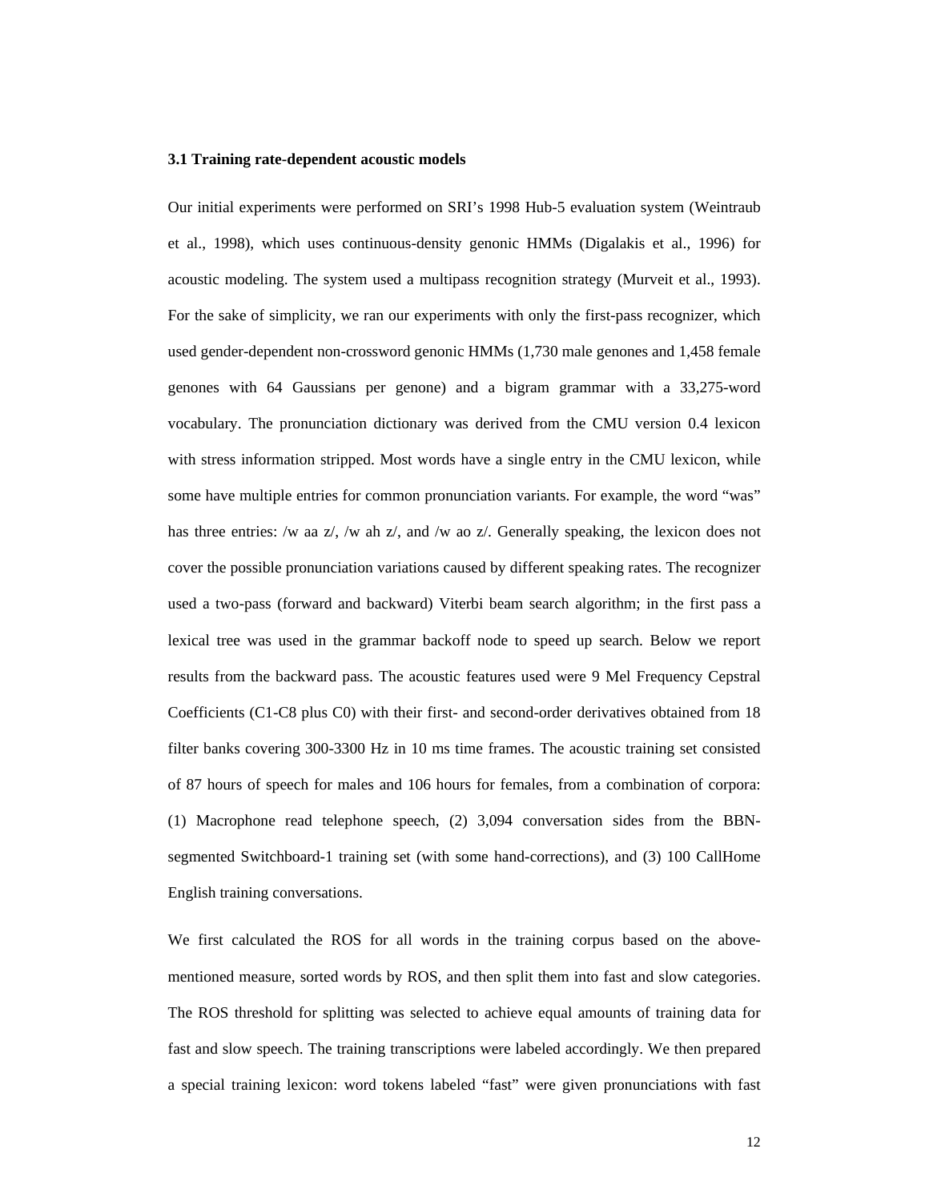### 3.1 Training rate-dependent acoustic models

Our initial experiments were performed on SRI's 1998 Hub-5 evaluation system (Weintraub et al., 1998), which uses continuous-density genonic HMMs (Digalakis et al., 1996) for acoustic modeling. The system used a multipass recognition strategy (Murveit et al., 1993). For the sake of simplicity, we ran our experiments with only the first-pass recognizer, which used gender-dependent non-crossword genonic HMMs (1,730 male genones and 1,458 female genones with 64 Gaussians per genone) and a bigram grammar with a 33,275-word vocabulary. The pronunciation dictionary was derived from the CMU version 0.4 lexicon with stress information stripped. Most words have a single entry in the CMU lexicon, while some have multiple entries for common pronunciation variants. For example, the word "was" has three entries: /w aa z/, /w ah z/, and /w ao z/. Generally speaking, the lexicon does not cover the possible pronunciation variations caused by different speaking rates. The recognizer used a two-pass (forward and backward) Viterbi beam search algorithm; in the first pass a lexical tree was used in the grammar backoff node to speed up search. Below we report results from the backward pass. The acoustic features used were 9 Mel Frequency Cepstral Coefficients (C1-C8 plus C0) with their first- and second-order derivatives obtained from 18 filter banks covering 300-3300 Hz in 10 ms time frames. The acoustic training set consisted of 87 hours of speech for males and 106 hours for females, from a combination of corpora: (1) Macrophone read telephone speech, (2) 3,094 conversation sides from the BBN-segmented Switchboard-1 training set (with some hand-corrections), and (3) 100 CallHome English training conversations.

We first calculated the ROS for all words in the training corpus based on the above-mentioned measure, sorted words by ROS, and then split them into fast and slow categories. The ROS threshold for splitting was selected to achieve equal amounts of training data for fast and slow speech. The training transcriptions were labeled accordingly. We then prepared a special training lexicon: word tokens labeled "fast" were given pronunciations with fast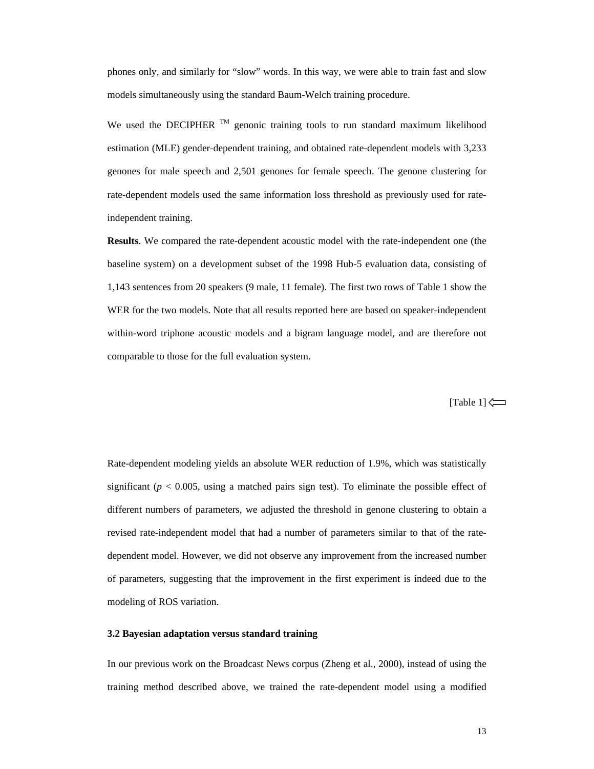phones only, and similarly for "slow" words. In this way, we were able to train fast and slow models simultaneously using the standard Baum-Welch training procedure.

We used the DECIPHER ™ genonic training tools to run standard maximum likelihood estimation (MLE) gender-dependent training, and obtained rate-dependent models with 3,233 genones for male speech and 2,501 genones for female speech. The genone clustering for rate-dependent models used the same information loss threshold as previously used for rate-independent training.

**Results**. We compared the rate-dependent acoustic model with the rate-independent one (the baseline system) on a development subset of the 1998 Hub-5 evaluation data, consisting of 1,143 sentences from 20 speakers (9 male, 11 female). The first two rows of Table 1 show the WER for the two models. Note that all results reported here are based on speaker-independent within-word triphone acoustic models and a bigram language model, and are therefore not comparable to those for the full evaluation system.

[Table 1] ⟸

Rate-dependent modeling yields an absolute WER reduction of 1.9%, which was statistically significant ($p < 0.005$, using a matched pairs sign test). To eliminate the possible effect of different numbers of parameters, we adjusted the threshold in genone clustering to obtain a revised rate-independent model that had a number of parameters similar to that of the rate-dependent model. However, we did not observe any improvement from the increased number of parameters, suggesting that the improvement in the first experiment is indeed due to the modeling of ROS variation.

### 3.2 Bayesian adaptation versus standard training

In our previous work on the Broadcast News corpus (Zheng et al., 2000), instead of using the training method described above, we trained the rate-dependent model using a modified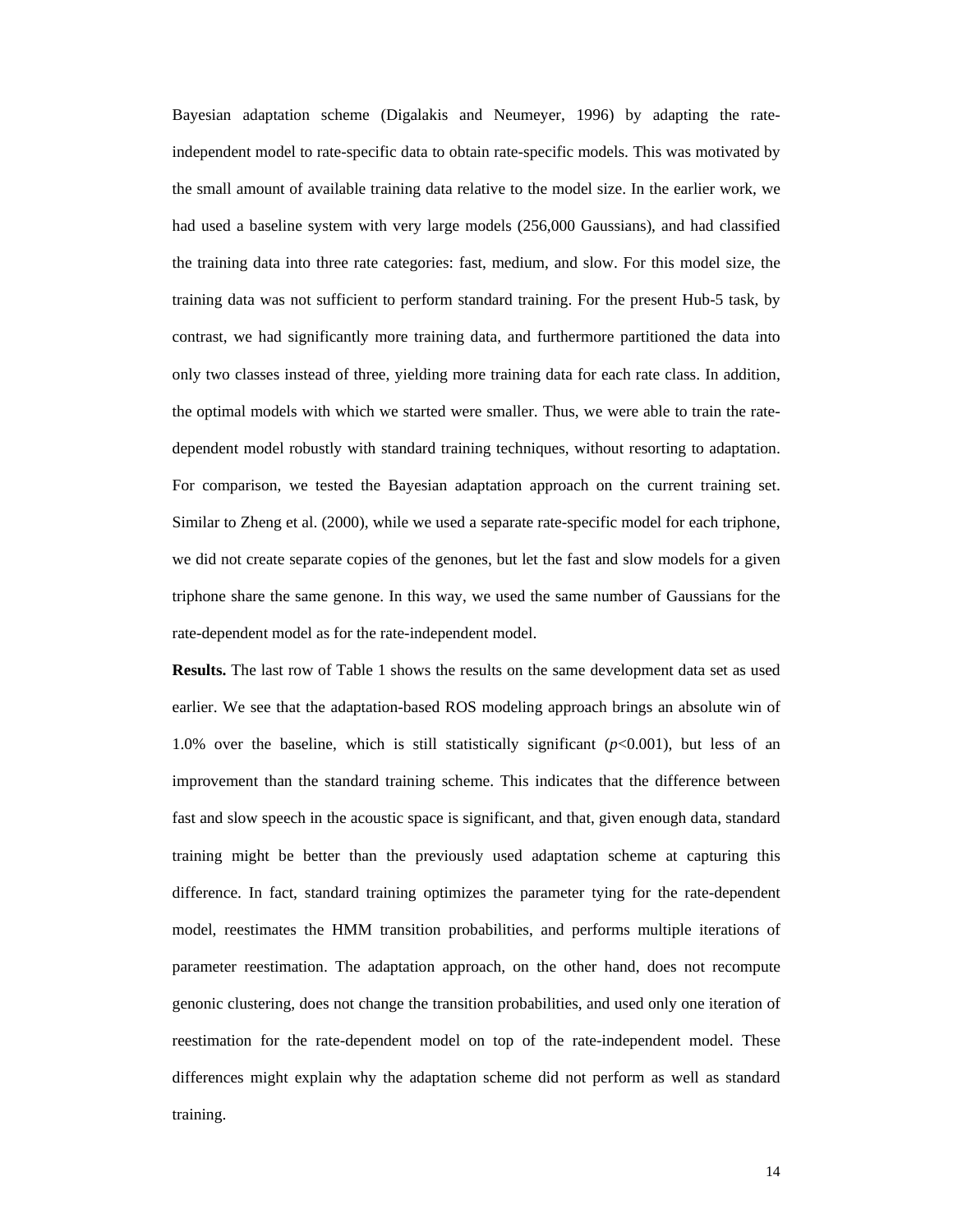Bayesian adaptation scheme (Digalakis and Neumeyer, 1996) by adapting the rate-independent model to rate-specific data to obtain rate-specific models. This was motivated by the small amount of available training data relative to the model size. In the earlier work, we had used a baseline system with very large models (256,000 Gaussians), and had classified the training data into three rate categories: fast, medium, and slow. For this model size, the training data was not sufficient to perform standard training. For the present Hub-5 task, by contrast, we had significantly more training data, and furthermore partitioned the data into only two classes instead of three, yielding more training data for each rate class. In addition, the optimal models with which we started were smaller. Thus, we were able to train the rate-dependent model robustly with standard training techniques, without resorting to adaptation. For comparison, we tested the Bayesian adaptation approach on the current training set. Similar to Zheng et al. (2000), while we used a separate rate-specific model for each triphone, we did not create separate copies of the genones, but let the fast and slow models for a given triphone share the same genone. In this way, we used the same number of Gaussians for the rate-dependent model as for the rate-independent model.

**Results.** The last row of Table 1 shows the results on the same development data set as used earlier. We see that the adaptation-based ROS modeling approach brings an absolute win of 1.0% over the baseline, which is still statistically significant ($p$<0.001), but less of an improvement than the standard training scheme. This indicates that the difference between fast and slow speech in the acoustic space is significant, and that, given enough data, standard training might be better than the previously used adaptation scheme at capturing this difference. In fact, standard training optimizes the parameter tying for the rate-dependent model, reestimates the HMM transition probabilities, and performs multiple iterations of parameter reestimation. The adaptation approach, on the other hand, does not recompute genonic clustering, does not change the transition probabilities, and used only one iteration of reestimation for the rate-dependent model on top of the rate-independent model. These differences might explain why the adaptation scheme did not perform as well as standard training.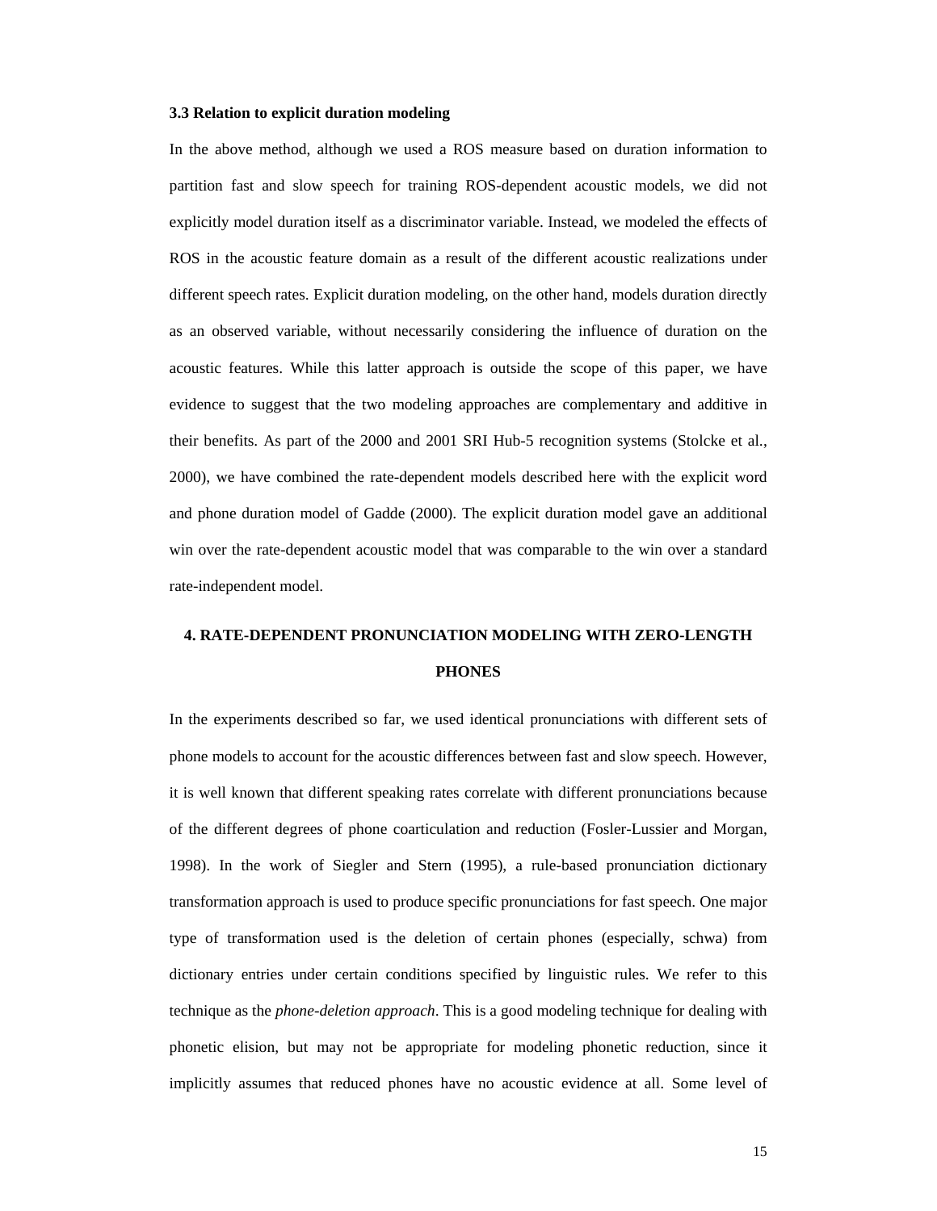### 3.3 Relation to explicit duration modeling

In the above method, although we used a ROS measure based on duration information to partition fast and slow speech for training ROS-dependent acoustic models, we did not explicitly model duration itself as a discriminator variable. Instead, we modeled the effects of ROS in the acoustic feature domain as a result of the different acoustic realizations under different speech rates. Explicit duration modeling, on the other hand, models duration directly as an observed variable, without necessarily considering the influence of duration on the acoustic features. While this latter approach is outside the scope of this paper, we have evidence to suggest that the two modeling approaches are complementary and additive in their benefits. As part of the 2000 and 2001 SRI Hub-5 recognition systems (Stolcke et al., 2000), we have combined the rate-dependent models described here with the explicit word and phone duration model of Gadde (2000). The explicit duration model gave an additional win over the rate-dependent acoustic model that was comparable to the win over a standard rate-independent model.

## 4. RATE-DEPENDENT PRONUNCIATION MODELING WITH ZERO-LENGTH PHONES

In the experiments described so far, we used identical pronunciations with different sets of phone models to account for the acoustic differences between fast and slow speech. However, it is well known that different speaking rates correlate with different pronunciations because of the different degrees of phone coarticulation and reduction (Fosler-Lussier and Morgan, 1998). In the work of Siegler and Stern (1995), a rule-based pronunciation dictionary transformation approach is used to produce specific pronunciations for fast speech. One major type of transformation used is the deletion of certain phones (especially, schwa) from dictionary entries under certain conditions specified by linguistic rules. We refer to this technique as the *phone-deletion approach*. This is a good modeling technique for dealing with phonetic elision, but may not be appropriate for modeling phonetic reduction, since it implicitly assumes that reduced phones have no acoustic evidence at all. Some level of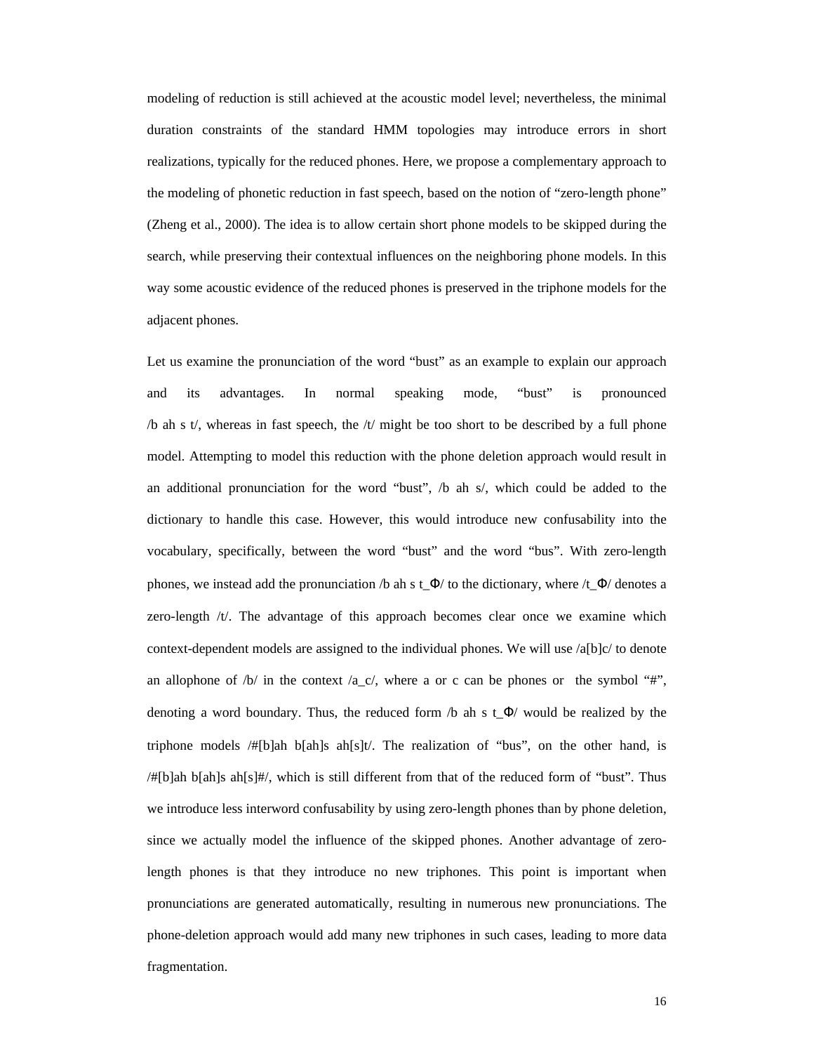modeling of reduction is still achieved at the acoustic model level; nevertheless, the minimal duration constraints of the standard HMM topologies may introduce errors in short realizations, typically for the reduced phones. Here, we propose a complementary approach to the modeling of phonetic reduction in fast speech, based on the notion of "zero-length phone" (Zheng et al., 2000). The idea is to allow certain short phone models to be skipped during the search, while preserving their contextual influences on the neighboring phone models. In this way some acoustic evidence of the reduced phones is preserved in the triphone models for the adjacent phones.

Let us examine the pronunciation of the word "bust" as an example to explain our approach and its advantages. In normal speaking mode, "bust" is pronounced /b ah s t/, whereas in fast speech, the /t/ might be too short to be described by a full phone model. Attempting to model this reduction with the phone deletion approach would result in an additional pronunciation for the word "bust", /b ah s/, which could be added to the dictionary to handle this case. However, this would introduce new confusability into the vocabulary, specifically, between the word "bust" and the word "bus". With zero-length phones, we instead add the pronunciation /b ah s t_Φ/ to the dictionary, where /t_Φ/ denotes a zero-length /t/. The advantage of this approach becomes clear once we examine which context-dependent models are assigned to the individual phones. We will use /a[b]c/ to denote an allophone of /b/ in the context /a_c/, where a or c can be phones or the symbol "#", denoting a word boundary. Thus, the reduced form /b ah s t_Φ/ would be realized by the triphone models /#[b]ah b[ah]s ah[s]t/. The realization of "bus", on the other hand, is /#[b]ah b[ah]s ah[s]#/, which is still different from that of the reduced form of "bust". Thus we introduce less interword confusability by using zero-length phones than by phone deletion, since we actually model the influence of the skipped phones. Another advantage of zero-length phones is that they introduce no new triphones. This point is important when pronunciations are generated automatically, resulting in numerous new pronunciations. The phone-deletion approach would add many new triphones in such cases, leading to more data fragmentation.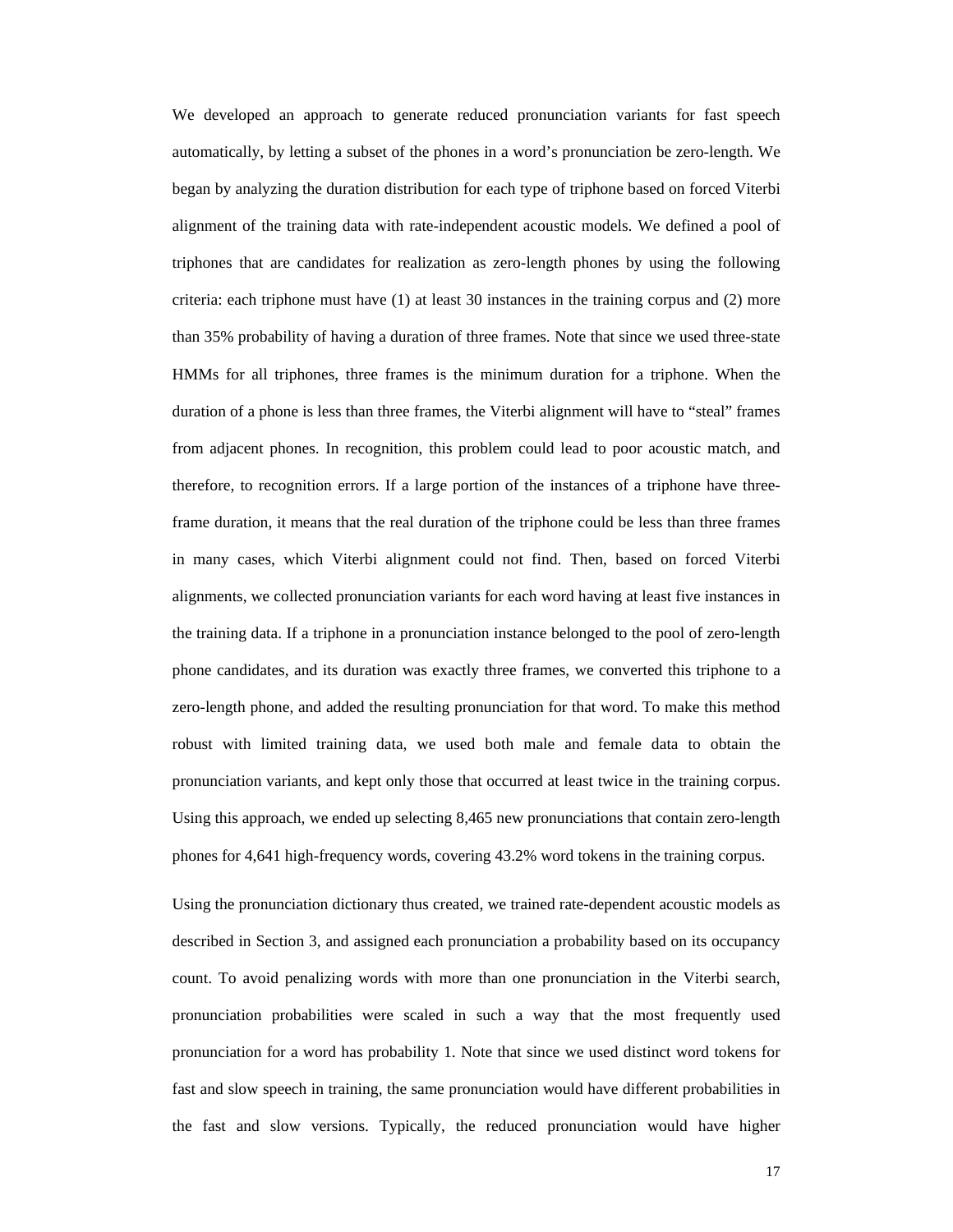We developed an approach to generate reduced pronunciation variants for fast speech automatically, by letting a subset of the phones in a word's pronunciation be zero-length. We began by analyzing the duration distribution for each type of triphone based on forced Viterbi alignment of the training data with rate-independent acoustic models. We defined a pool of triphones that are candidates for realization as zero-length phones by using the following criteria: each triphone must have (1) at least 30 instances in the training corpus and (2) more than 35% probability of having a duration of three frames. Note that since we used three-state HMMs for all triphones, three frames is the minimum duration for a triphone. When the duration of a phone is less than three frames, the Viterbi alignment will have to "steal" frames from adjacent phones. In recognition, this problem could lead to poor acoustic match, and therefore, to recognition errors. If a large portion of the instances of a triphone have three-frame duration, it means that the real duration of the triphone could be less than three frames in many cases, which Viterbi alignment could not find. Then, based on forced Viterbi alignments, we collected pronunciation variants for each word having at least five instances in the training data. If a triphone in a pronunciation instance belonged to the pool of zero-length phone candidates, and its duration was exactly three frames, we converted this triphone to a zero-length phone, and added the resulting pronunciation for that word. To make this method robust with limited training data, we used both male and female data to obtain the pronunciation variants, and kept only those that occurred at least twice in the training corpus. Using this approach, we ended up selecting 8,465 new pronunciations that contain zero-length phones for 4,641 high-frequency words, covering 43.2% word tokens in the training corpus.

Using the pronunciation dictionary thus created, we trained rate-dependent acoustic models as described in Section 3, and assigned each pronunciation a probability based on its occupancy count. To avoid penalizing words with more than one pronunciation in the Viterbi search, pronunciation probabilities were scaled in such a way that the most frequently used pronunciation for a word has probability 1. Note that since we used distinct word tokens for fast and slow speech in training, the same pronunciation would have different probabilities in the fast and slow versions. Typically, the reduced pronunciation would have higher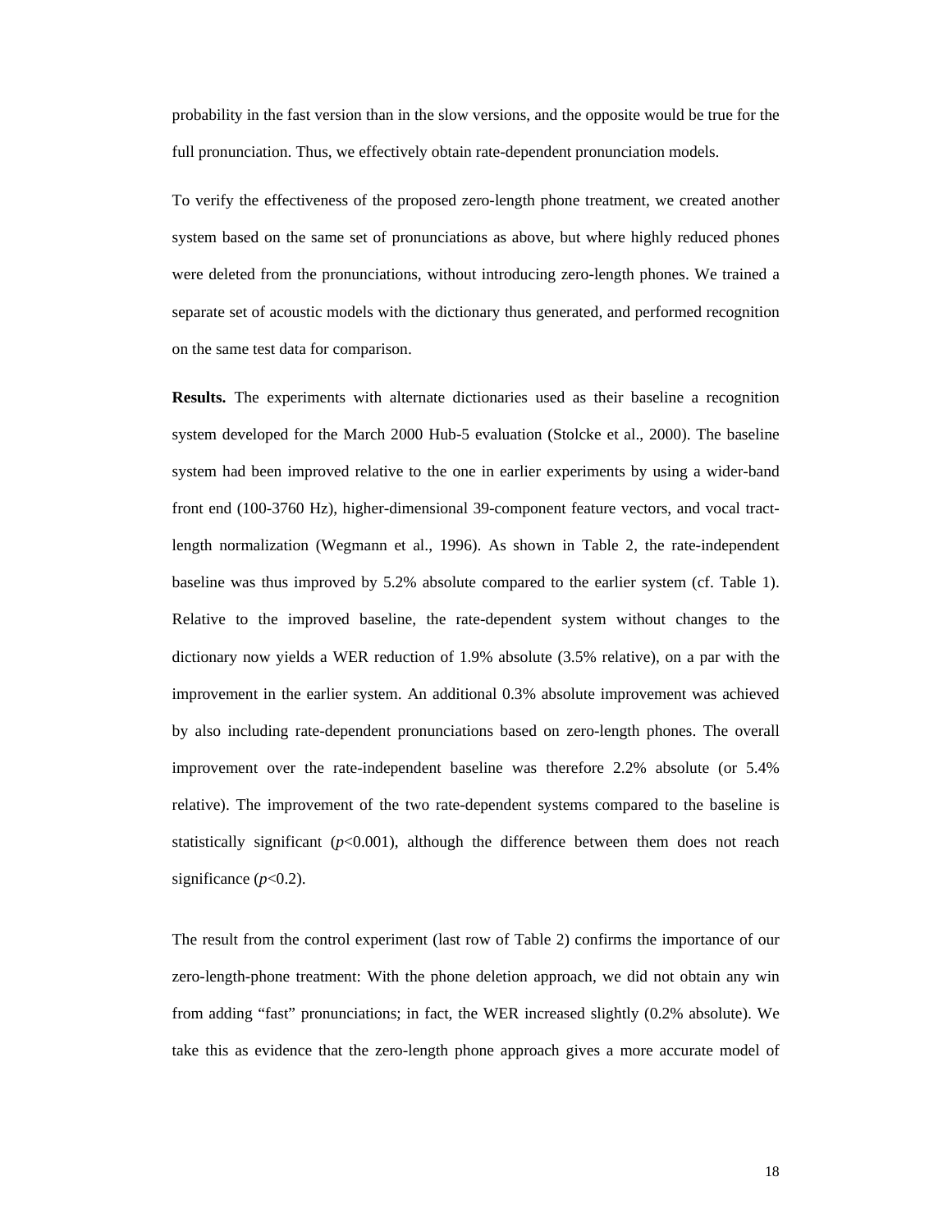probability in the fast version than in the slow versions, and the opposite would be true for the full pronunciation. Thus, we effectively obtain rate-dependent pronunciation models.

To verify the effectiveness of the proposed zero-length phone treatment, we created another system based on the same set of pronunciations as above, but where highly reduced phones were deleted from the pronunciations, without introducing zero-length phones. We trained a separate set of acoustic models with the dictionary thus generated, and performed recognition on the same test data for comparison.

**Results.** The experiments with alternate dictionaries used as their baseline a recognition system developed for the March 2000 Hub-5 evaluation (Stolcke et al., 2000). The baseline system had been improved relative to the one in earlier experiments by using a wider-band front end (100-3760 Hz), higher-dimensional 39-component feature vectors, and vocal tract-length normalization (Wegmann et al., 1996). As shown in Table 2, the rate-independent baseline was thus improved by 5.2% absolute compared to the earlier system (cf. Table 1). Relative to the improved baseline, the rate-dependent system without changes to the dictionary now yields a WER reduction of 1.9% absolute (3.5% relative), on a par with the improvement in the earlier system. An additional 0.3% absolute improvement was achieved by also including rate-dependent pronunciations based on zero-length phones. The overall improvement over the rate-independent baseline was therefore 2.2% absolute (or 5.4% relative). The improvement of the two rate-dependent systems compared to the baseline is statistically significant ($p<0.001$), although the difference between them does not reach significance ($p<0.2$).

The result from the control experiment (last row of Table 2) confirms the importance of our zero-length-phone treatment: With the phone deletion approach, we did not obtain any win from adding "fast" pronunciations; in fact, the WER increased slightly (0.2% absolute). We take this as evidence that the zero-length phone approach gives a more accurate model of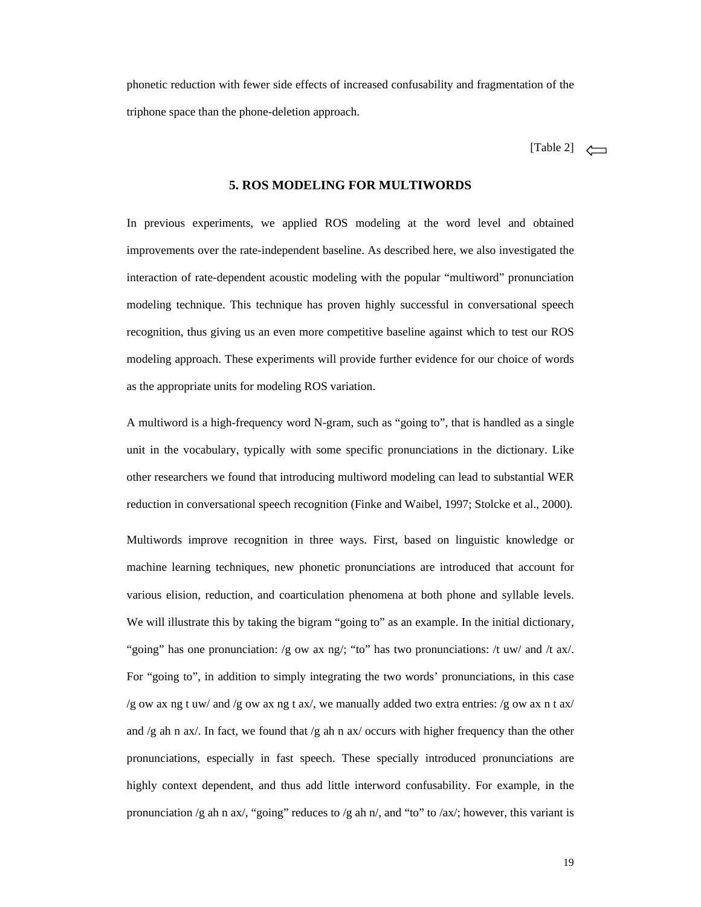phonetic reduction with fewer side effects of increased confusability and fragmentation of the triphone space than the phone-deletion approach.

[Table 2]

## 5. ROS MODELING FOR MULTIWORDS

In previous experiments, we applied ROS modeling at the word level and obtained improvements over the rate-independent baseline. As described here, we also investigated the interaction of rate-dependent acoustic modeling with the popular "multiword" pronunciation modeling technique. This technique has proven highly successful in conversational speech recognition, thus giving us an even more competitive baseline against which to test our ROS modeling approach. These experiments will provide further evidence for our choice of words as the appropriate units for modeling ROS variation.

A multiword is a high-frequency word N-gram, such as "going to", that is handled as a single unit in the vocabulary, typically with some specific pronunciations in the dictionary. Like other researchers we found that introducing multiword modeling can lead to substantial WER reduction in conversational speech recognition (Finke and Waibel, 1997; Stolcke et al., 2000).

Multiwords improve recognition in three ways. First, based on linguistic knowledge or machine learning techniques, new phonetic pronunciations are introduced that account for various elision, reduction, and coarticulation phenomena at both phone and syllable levels. We will illustrate this by taking the bigram "going to" as an example. In the initial dictionary, "going" has one pronunciation: /g ow ax ng/; "to" has two pronunciations: /t uw/ and /t ax/. For "going to", in addition to simply integrating the two words' pronunciations, in this case /g ow ax ng t uw/ and /g ow ax ng t ax/, we manually added two extra entries: /g ow ax n t ax/ and /g ah n ax/. In fact, we found that /g ah n ax/ occurs with higher frequency than the other pronunciations, especially in fast speech. These specially introduced pronunciations are highly context dependent, and thus add little interword confusability. For example, in the pronunciation /g ah n ax/, "going" reduces to /g ah n/, and "to" to /ax/; however, this variant is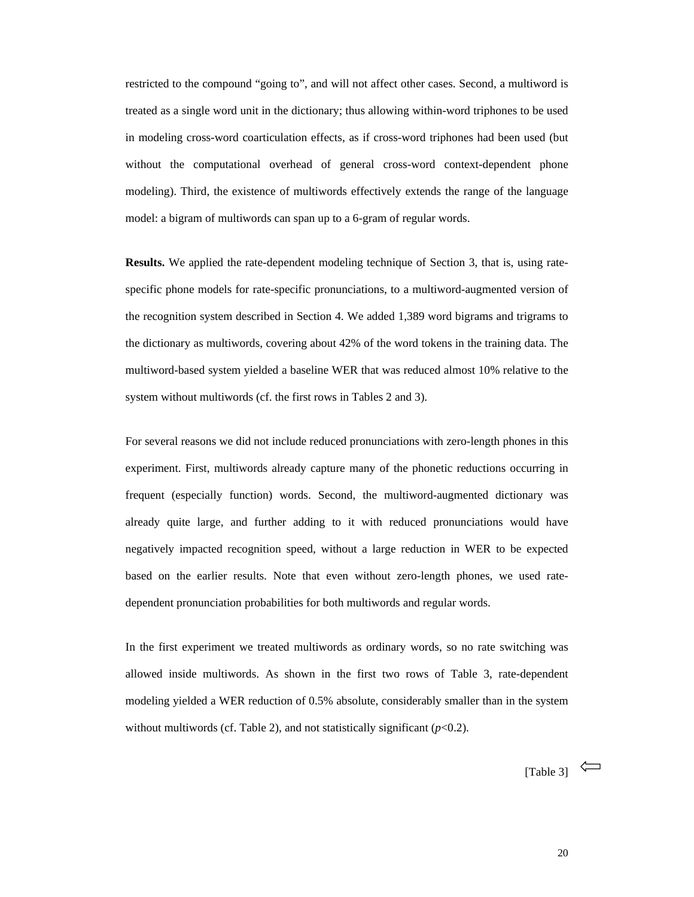restricted to the compound "going to", and will not affect other cases. Second, a multiword is treated as a single word unit in the dictionary; thus allowing within-word triphones to be used in modeling cross-word coarticulation effects, as if cross-word triphones had been used (but without the computational overhead of general cross-word context-dependent phone modeling). Third, the existence of multiwords effectively extends the range of the language model: a bigram of multiwords can span up to a 6-gram of regular words.

**Results.** We applied the rate-dependent modeling technique of Section 3, that is, using rate-specific phone models for rate-specific pronunciations, to a multiword-augmented version of the recognition system described in Section 4. We added 1,389 word bigrams and trigrams to the dictionary as multiwords, covering about 42% of the word tokens in the training data. The multiword-based system yielded a baseline WER that was reduced almost 10% relative to the system without multiwords (cf. the first rows in Tables 2 and 3).

For several reasons we did not include reduced pronunciations with zero-length phones in this experiment. First, multiwords already capture many of the phonetic reductions occurring in frequent (especially function) words. Second, the multiword-augmented dictionary was already quite large, and further adding to it with reduced pronunciations would have negatively impacted recognition speed, without a large reduction in WER to be expected based on the earlier results. Note that even without zero-length phones, we used rate-dependent pronunciation probabilities for both multiwords and regular words.

In the first experiment we treated multiwords as ordinary words, so no rate switching was allowed inside multiwords. As shown in the first two rows of Table 3, rate-dependent modeling yielded a WER reduction of 0.5% absolute, considerably smaller than in the system without multiwords (cf. Table 2), and not statistically significant ($p<0.2$).

[Table 3] ⇐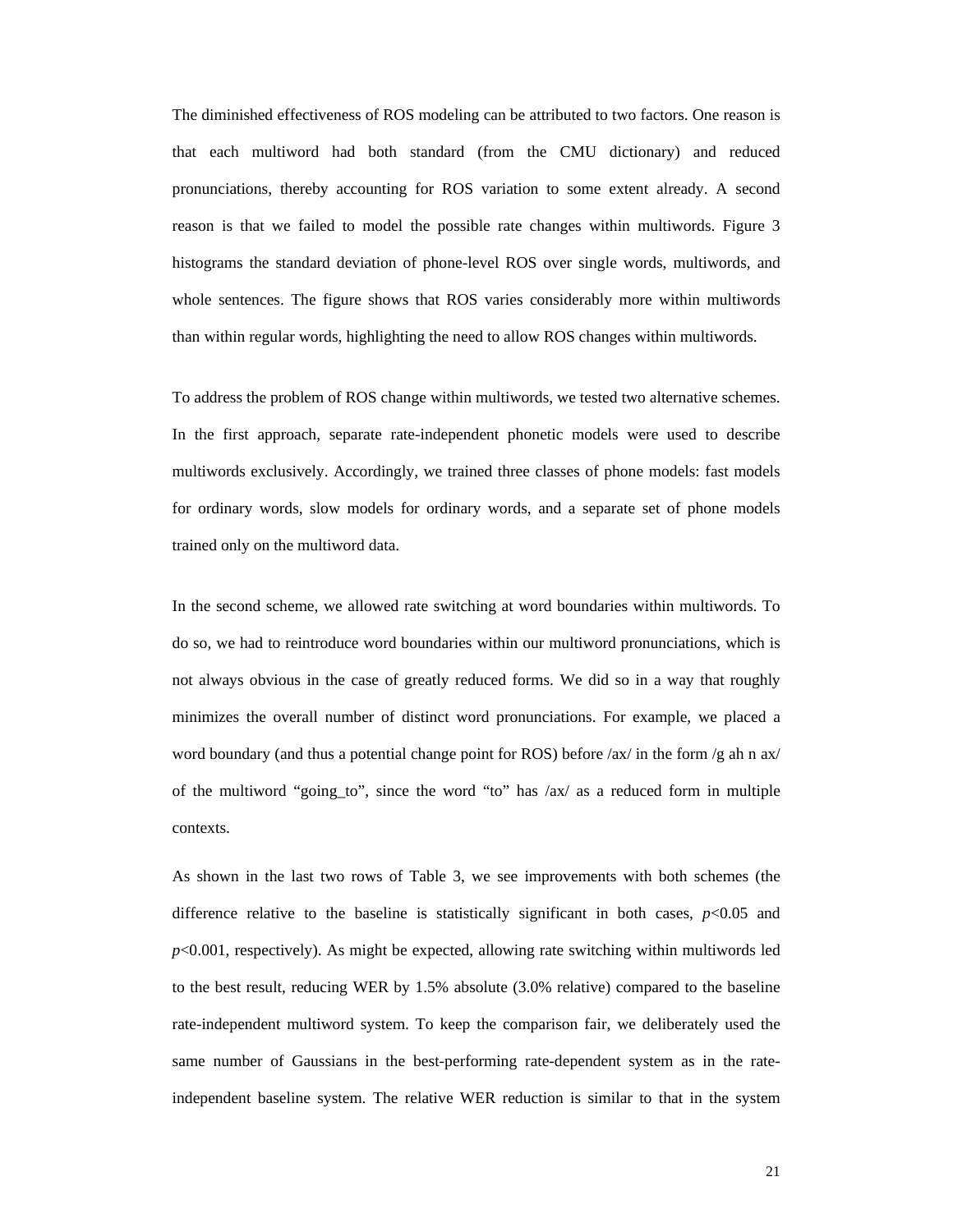The diminished effectiveness of ROS modeling can be attributed to two factors. One reason is that each multiword had both standard (from the CMU dictionary) and reduced pronunciations, thereby accounting for ROS variation to some extent already. A second reason is that we failed to model the possible rate changes within multiwords. Figure 3 histograms the standard deviation of phone-level ROS over single words, multiwords, and whole sentences. The figure shows that ROS varies considerably more within multiwords than within regular words, highlighting the need to allow ROS changes within multiwords.

To address the problem of ROS change within multiwords, we tested two alternative schemes. In the first approach, separate rate-independent phonetic models were used to describe multiwords exclusively. Accordingly, we trained three classes of phone models: fast models for ordinary words, slow models for ordinary words, and a separate set of phone models trained only on the multiword data.

In the second scheme, we allowed rate switching at word boundaries within multiwords. To do so, we had to reintroduce word boundaries within our multiword pronunciations, which is not always obvious in the case of greatly reduced forms. We did so in a way that roughly minimizes the overall number of distinct word pronunciations. For example, we placed a word boundary (and thus a potential change point for ROS) before /ax/ in the form /g ah n ax/ of the multiword "going_to", since the word "to" has /ax/ as a reduced form in multiple contexts.

As shown in the last two rows of Table 3, we see improvements with both schemes (the difference relative to the baseline is statistically significant in both cases, $p<0.05$ and $p<0.001$, respectively). As might be expected, allowing rate switching within multiwords led to the best result, reducing WER by 1.5% absolute (3.0% relative) compared to the baseline rate-independent multiword system. To keep the comparison fair, we deliberately used the same number of Gaussians in the best-performing rate-dependent system as in the rate-independent baseline system. The relative WER reduction is similar to that in the system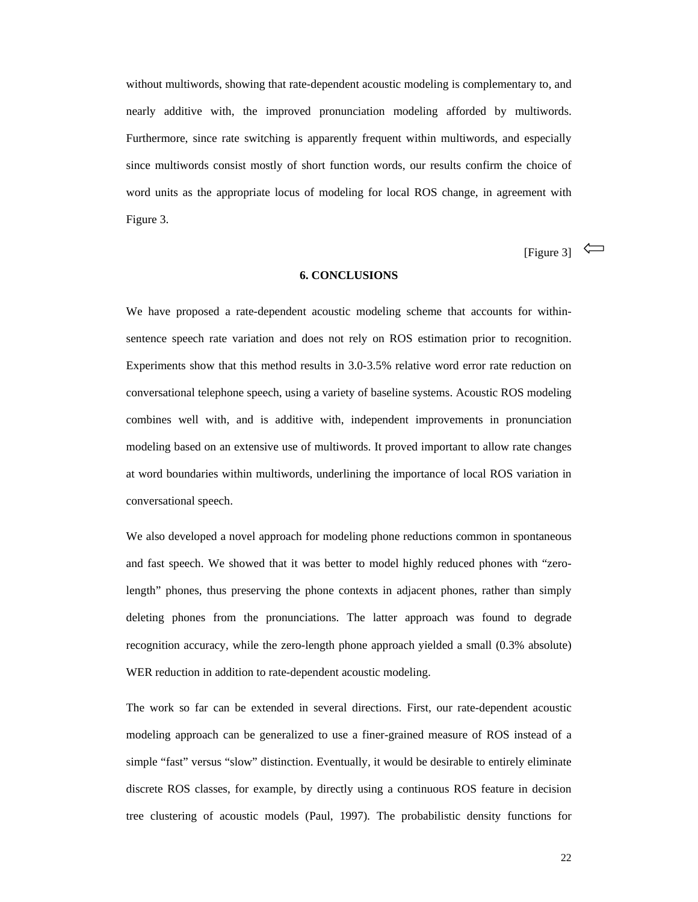without multiwords, showing that rate-dependent acoustic modeling is complementary to, and nearly additive with, the improved pronunciation modeling afforded by multiwords. Furthermore, since rate switching is apparently frequent within multiwords, and especially since multiwords consist mostly of short function words, our results confirm the choice of word units as the appropriate locus of modeling for local ROS change, in agreement with Figure 3.

[Figure 3] ⇐

## 6. CONCLUSIONS

We have proposed a rate-dependent acoustic modeling scheme that accounts for within-sentence speech rate variation and does not rely on ROS estimation prior to recognition. Experiments show that this method results in 3.0-3.5% relative word error rate reduction on conversational telephone speech, using a variety of baseline systems. Acoustic ROS modeling combines well with, and is additive with, independent improvements in pronunciation modeling based on an extensive use of multiwords. It proved important to allow rate changes at word boundaries within multiwords, underlining the importance of local ROS variation in conversational speech.

We also developed a novel approach for modeling phone reductions common in spontaneous and fast speech. We showed that it was better to model highly reduced phones with "zero-length" phones, thus preserving the phone contexts in adjacent phones, rather than simply deleting phones from the pronunciations. The latter approach was found to degrade recognition accuracy, while the zero-length phone approach yielded a small (0.3% absolute) WER reduction in addition to rate-dependent acoustic modeling.

The work so far can be extended in several directions. First, our rate-dependent acoustic modeling approach can be generalized to use a finer-grained measure of ROS instead of a simple "fast" versus "slow" distinction. Eventually, it would be desirable to entirely eliminate discrete ROS classes, for example, by directly using a continuous ROS feature in decision tree clustering of acoustic models (Paul, 1997). The probabilistic density functions for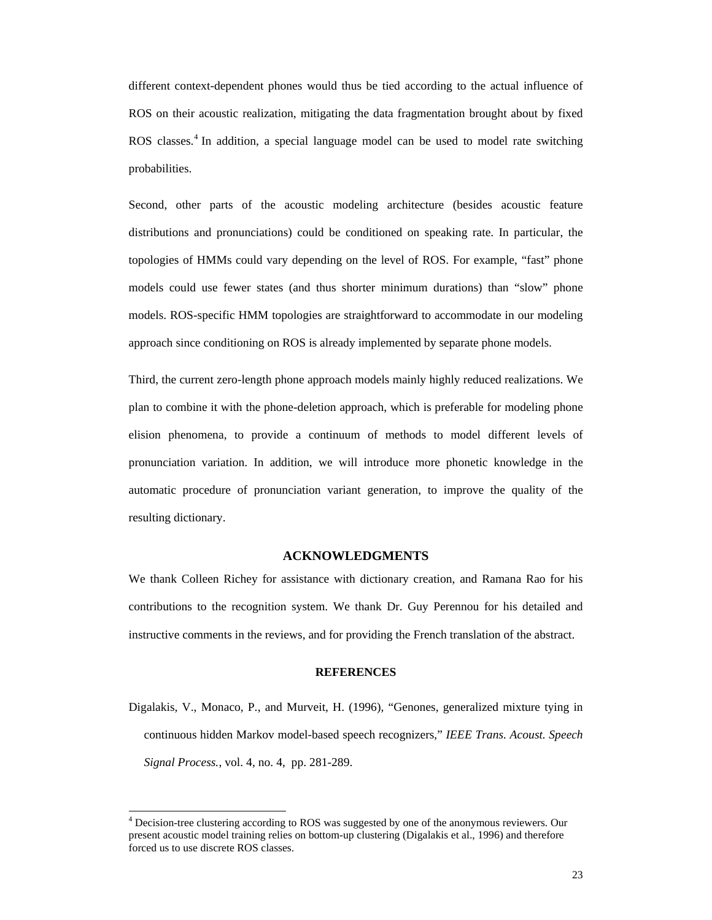different context-dependent phones would thus be tied according to the actual influence of ROS on their acoustic realization, mitigating the data fragmentation brought about by fixed ROS classes.[4] In addition, a special language model can be used to model rate switching probabilities.

Second, other parts of the acoustic modeling architecture (besides acoustic feature distributions and pronunciations) could be conditioned on speaking rate. In particular, the topologies of HMMs could vary depending on the level of ROS. For example, "fast" phone models could use fewer states (and thus shorter minimum durations) than "slow" phone models. ROS-specific HMM topologies are straightforward to accommodate in our modeling approach since conditioning on ROS is already implemented by separate phone models.

Third, the current zero-length phone approach models mainly highly reduced realizations. We plan to combine it with the phone-deletion approach, which is preferable for modeling phone elision phenomena, to provide a continuum of methods to model different levels of pronunciation variation. In addition, we will introduce more phonetic knowledge in the automatic procedure of pronunciation variant generation, to improve the quality of the resulting dictionary.

## ACKNOWLEDGMENTS

We thank Colleen Richey for assistance with dictionary creation, and Ramana Rao for his contributions to the recognition system. We thank Dr. Guy Perennou for his detailed and instructive comments in the reviews, and for providing the French translation of the abstract.

## REFERENCES

Digalakis, V., Monaco, P., and Murveit, H. (1996), "Genones, generalized mixture tying in continuous hidden Markov model-based speech recognizers," *IEEE Trans. Acoust. Speech Signal Process.*, vol. 4, no. 4, pp. 281-289.

---

[4] Decision-tree clustering according to ROS was suggested by one of the anonymous reviewers. Our present acoustic model training relies on bottom-up clustering (Digalakis et al., 1996) and therefore forced us to use discrete ROS classes.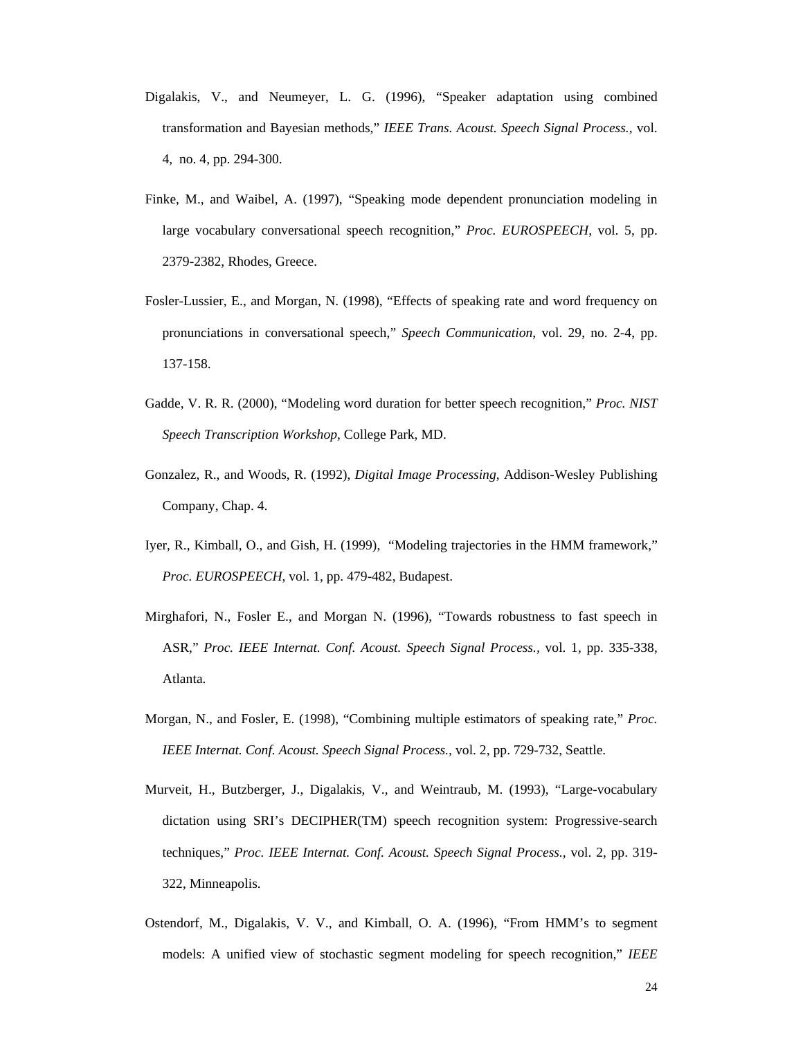Digalakis, V., and Neumeyer, L. G. (1996), "Speaker adaptation using combined transformation and Bayesian methods," *IEEE Trans. Acoust. Speech Signal Process.*, vol. 4, no. 4, pp. 294-300.

Finke, M., and Waibel, A. (1997), "Speaking mode dependent pronunciation modeling in large vocabulary conversational speech recognition," *Proc. EUROSPEECH*, vol. 5, pp. 2379-2382, Rhodes, Greece.

Fosler-Lussier, E., and Morgan, N. (1998), "Effects of speaking rate and word frequency on pronunciations in conversational speech," *Speech Communication*, vol. 29, no. 2-4, pp. 137-158.

Gadde, V. R. R. (2000), "Modeling word duration for better speech recognition," *Proc. NIST Speech Transcription Workshop*, College Park, MD.

Gonzalez, R., and Woods, R. (1992), *Digital Image Processing*, Addison-Wesley Publishing Company, Chap. 4.

Iyer, R., Kimball, O., and Gish, H. (1999), "Modeling trajectories in the HMM framework," *Proc. EUROSPEECH*, vol. 1, pp. 479-482, Budapest.

Mirghafori, N., Fosler E., and Morgan N. (1996), "Towards robustness to fast speech in ASR," *Proc. IEEE Internat. Conf. Acoust. Speech Signal Process.*, vol. 1, pp. 335-338, Atlanta.

Morgan, N., and Fosler, E. (1998), "Combining multiple estimators of speaking rate," *Proc. IEEE Internat. Conf. Acoust. Speech Signal Process.*, vol. 2, pp. 729-732, Seattle.

Murveit, H., Butzberger, J., Digalakis, V., and Weintraub, M. (1993), "Large-vocabulary dictation using SRI's DECIPHER(TM) speech recognition system: Progressive-search techniques," *Proc. IEEE Internat. Conf. Acoust. Speech Signal Process.*, vol. 2, pp. 319-322, Minneapolis.

Ostendorf, M., Digalakis, V. V., and Kimball, O. A. (1996), "From HMM's to segment models: A unified view of stochastic segment modeling for speech recognition," *IEEE*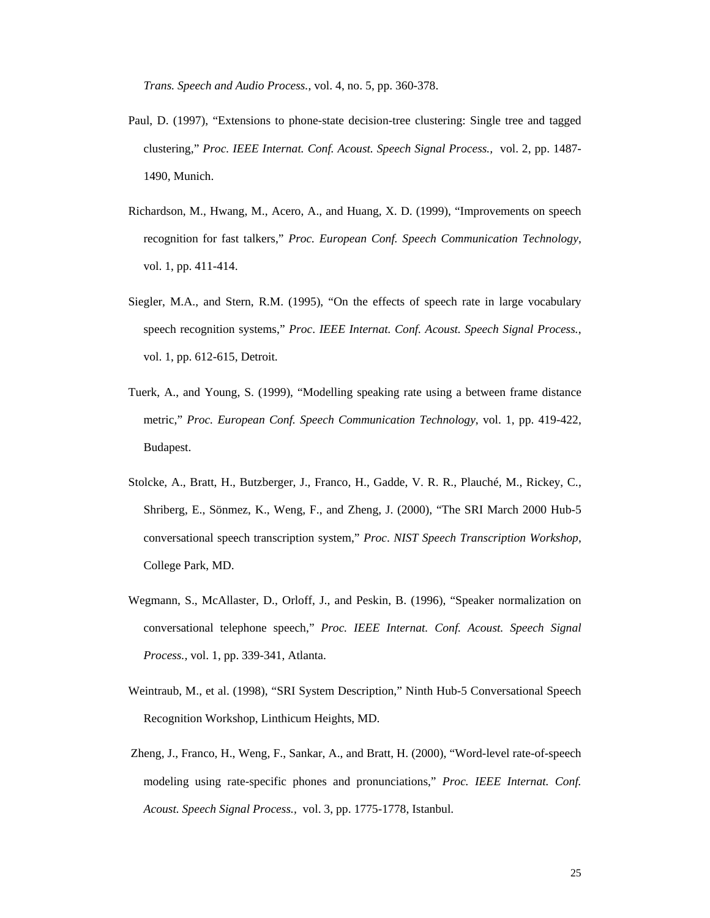*Trans. Speech and Audio Process.*, vol. 4, no. 5, pp. 360-378.

Paul, D. (1997), "Extensions to phone-state decision-tree clustering: Single tree and tagged clustering," *Proc. IEEE Internat. Conf. Acoust. Speech Signal Process.,* vol. 2, pp. 1487-1490, Munich.

Richardson, M., Hwang, M., Acero, A., and Huang, X. D. (1999), "Improvements on speech recognition for fast talkers," *Proc. European Conf. Speech Communication Technology*, vol. 1, pp. 411-414.

Siegler, M.A., and Stern, R.M. (1995), "On the effects of speech rate in large vocabulary speech recognition systems," *Proc. IEEE Internat. Conf. Acoust. Speech Signal Process.*, vol. 1, pp. 612-615, Detroit.

Tuerk, A., and Young, S. (1999), "Modelling speaking rate using a between frame distance metric," *Proc. European Conf. Speech Communication Technology*, vol. 1, pp. 419-422, Budapest.

Stolcke, A., Bratt, H., Butzberger, J., Franco, H., Gadde, V. R. R., Plauché, M., Rickey, C., Shriberg, E., Sönmez, K., Weng, F., and Zheng, J. (2000), "The SRI March 2000 Hub-5 conversational speech transcription system," *Proc. NIST Speech Transcription Workshop*, College Park, MD.

Wegmann, S., McAllaster, D., Orloff, J., and Peskin, B. (1996), "Speaker normalization on conversational telephone speech," *Proc. IEEE Internat. Conf. Acoust. Speech Signal Process.,* vol. 1, pp. 339-341, Atlanta.

Weintraub, M., et al. (1998), "SRI System Description," Ninth Hub-5 Conversational Speech Recognition Workshop, Linthicum Heights, MD.

Zheng, J., Franco, H., Weng, F., Sankar, A., and Bratt, H. (2000), "Word-level rate-of-speech modeling using rate-specific phones and pronunciations," *Proc. IEEE Internat. Conf. Acoust. Speech Signal Process.,* vol. 3, pp. 1775-1778, Istanbul.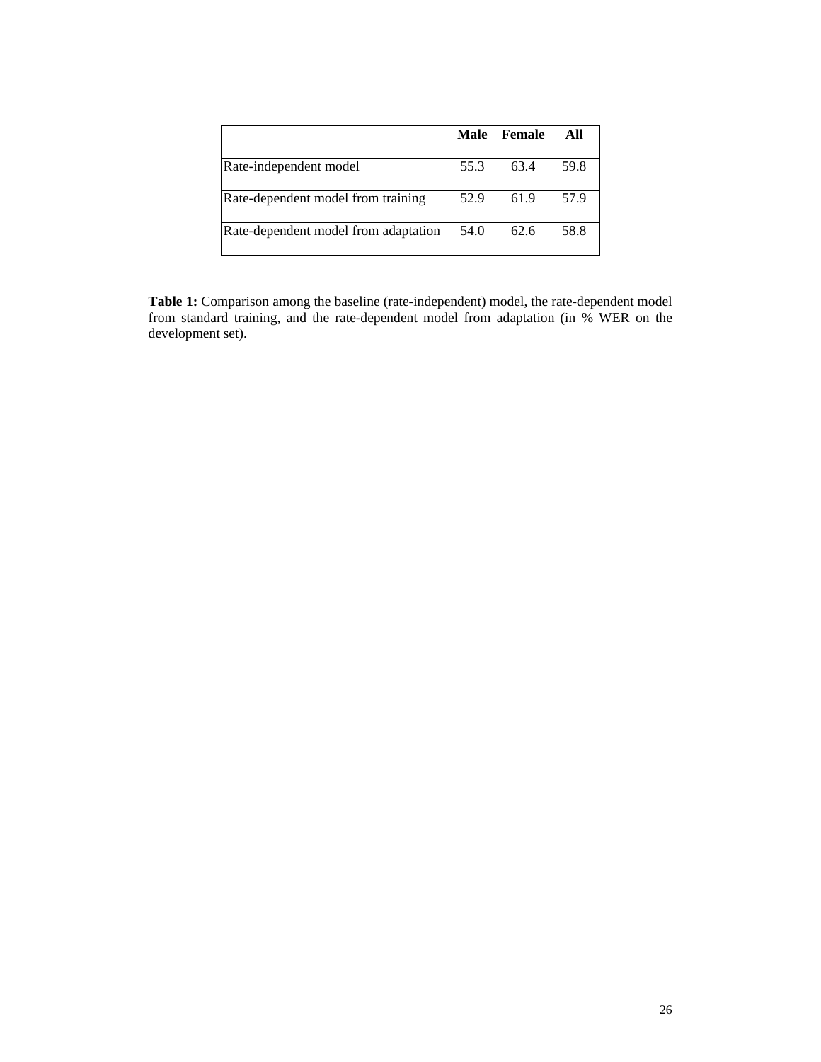| | **Male** | **Female** | **All** |
|---|---|---|---|
| Rate-independent model | 55.3 | 63.4 | 59.8 |
| Rate-dependent model from training | 52.9 | 61.9 | 57.9 |
| Rate-dependent model from adaptation | 54.0 | 62.6 | 58.8 |

**Table 1:** Comparison among the baseline (rate-independent) model, the rate-dependent model from standard training, and the rate-dependent model from adaptation (in % WER on the development set).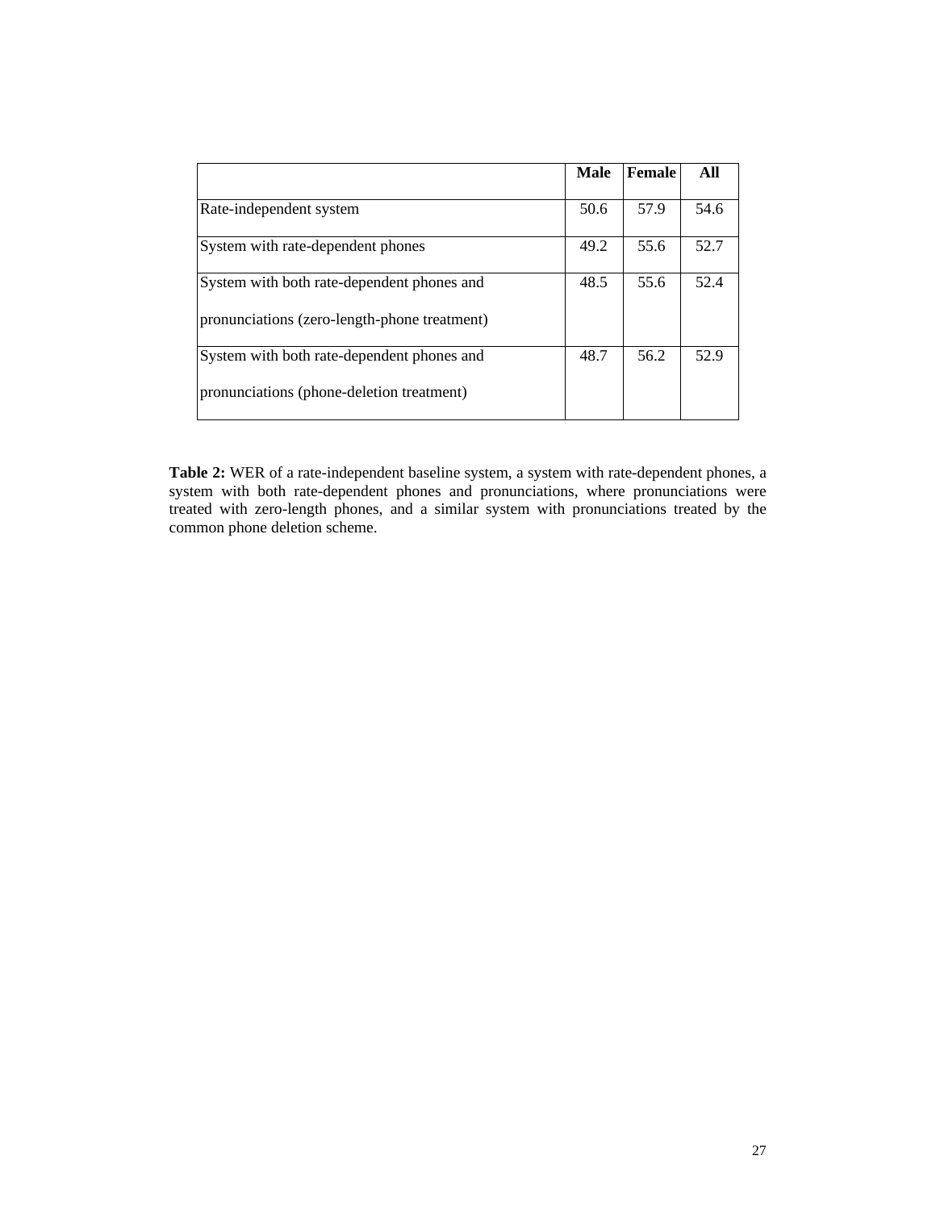| | **Male** | **Female** | **All** |
|---|---|---|---|
| Rate-independent system | 50.6 | 57.9 | 54.6 |
| System with rate-dependent phones | 49.2 | 55.6 | 52.7 |
| System with both rate-dependent phones and pronunciations (zero-length-phone treatment) | 48.5 | 55.6 | 52.4 |
| System with both rate-dependent phones and pronunciations (phone-deletion treatment) | 48.7 | 56.2 | 52.9 |

**Table 2:** WER of a rate-independent baseline system, a system with rate-dependent phones, a system with both rate-dependent phones and pronunciations, where pronunciations were treated with zero-length phones, and a similar system with pronunciations treated by the common phone deletion scheme.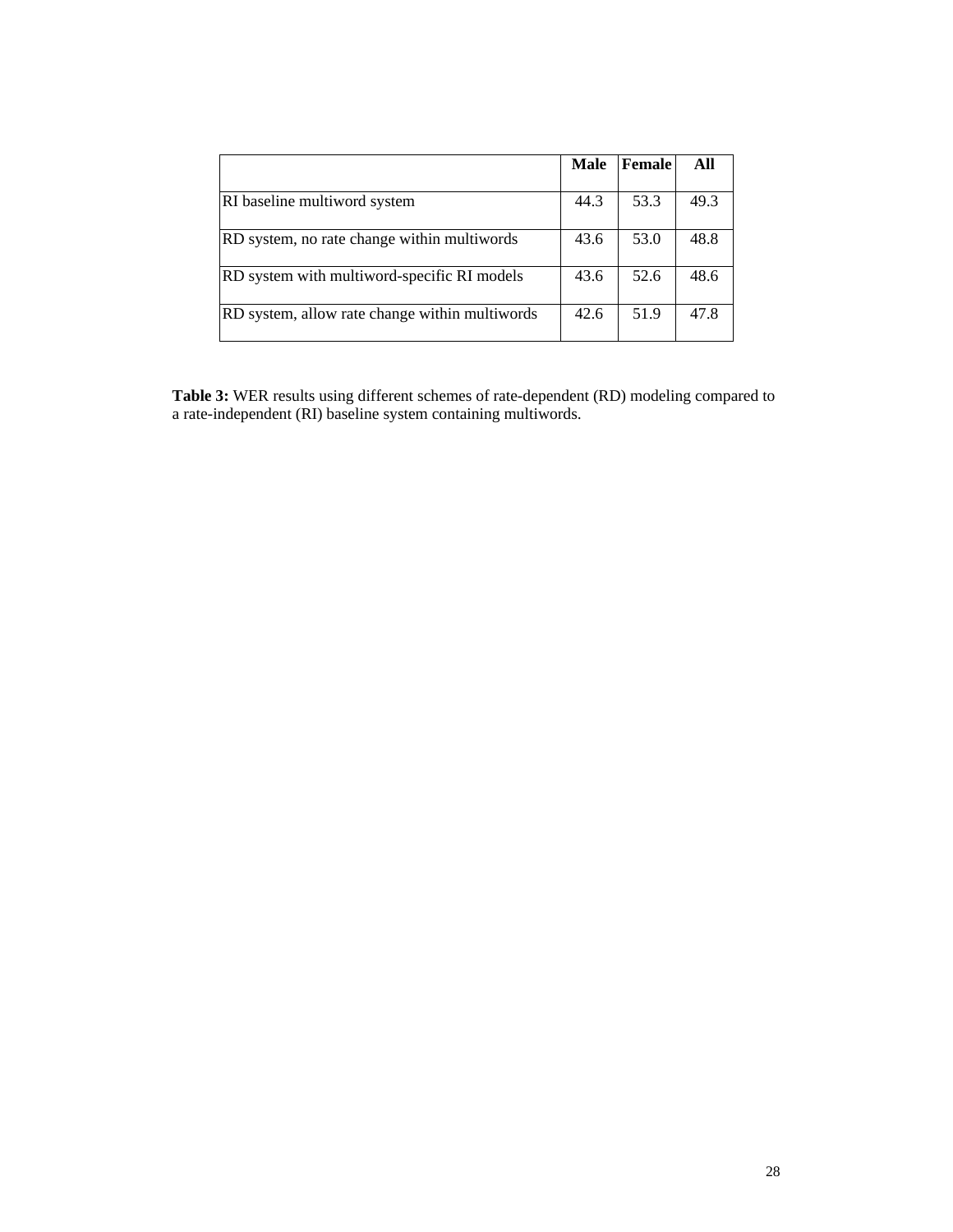| | Male | Female | All |
|---|---|---|---|
| RI baseline multiword system | 44.3 | 53.3 | 49.3 |
| RD system, no rate change within multiwords | 43.6 | 53.0 | 48.8 |
| RD system with multiword-specific RI models | 43.6 | 52.6 | 48.6 |
| RD system, allow rate change within multiwords | 42.6 | 51.9 | 47.8 |

**Table 3:** WER results using different schemes of rate-dependent (RD) modeling compared to a rate-independent (RI) baseline system containing multiwords.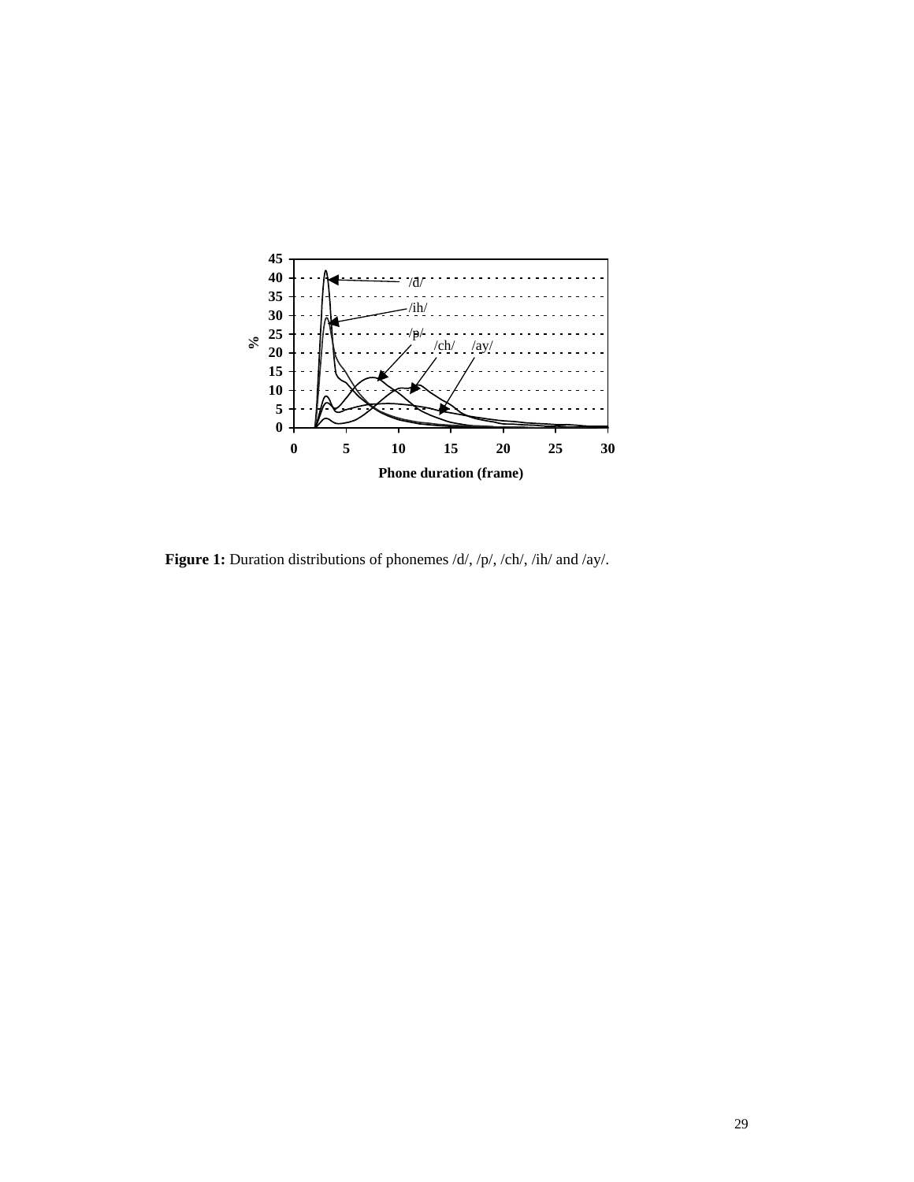**Figure 1:** Duration distributions of phonemes /d/, /p/, /ch/, /ih/ and /ay/.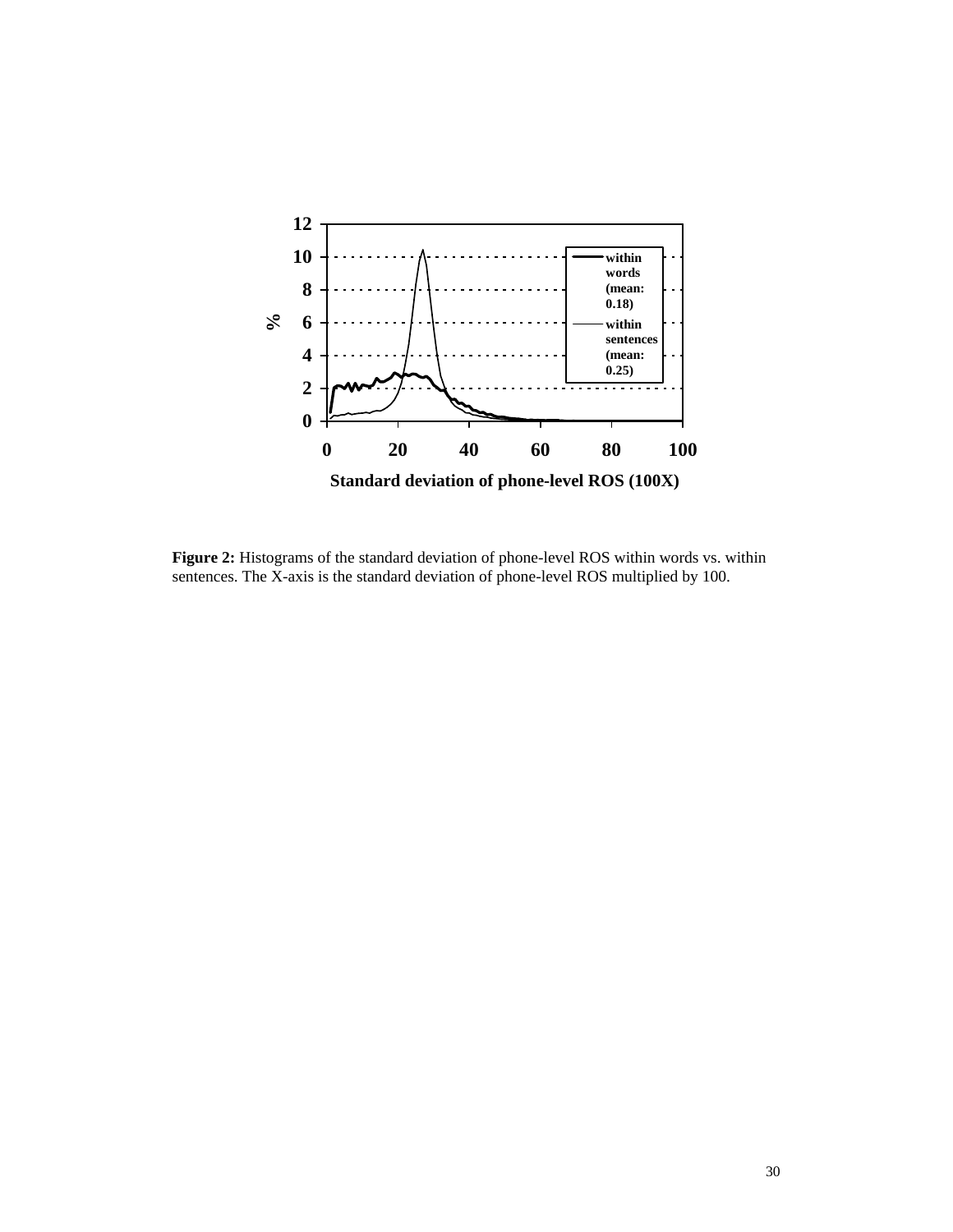**Figure 2:** Histograms of the standard deviation of phone-level ROS within words vs. within sentences. The X-axis is the standard deviation of phone-level ROS multiplied by 100.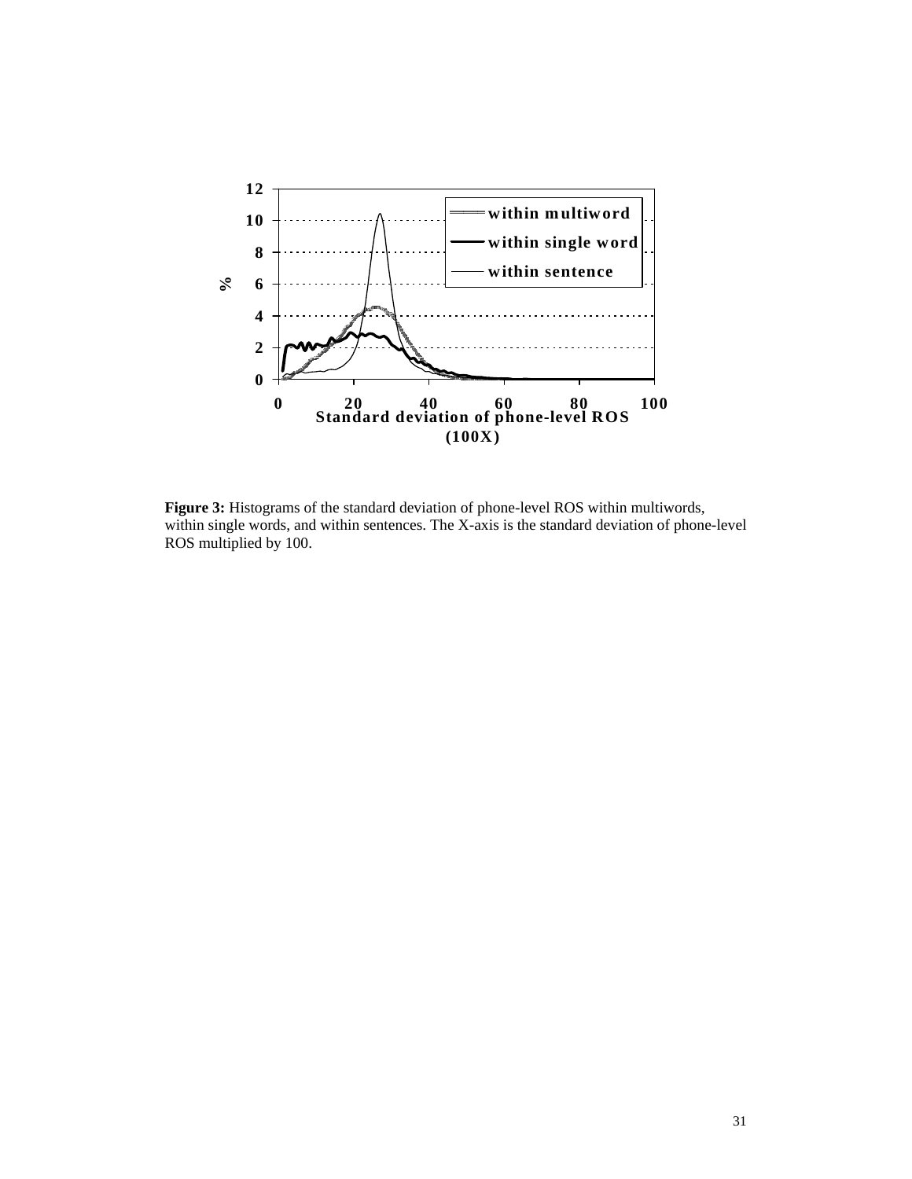12

10

8

%

6

4

2

0

0 20 40 60 80 100

Standard deviation of phone-level ROS (100X)

within multiword

within single word

within sentence

**Figure 3:** Histograms of the standard deviation of phone-level ROS within multiwords, within single words, and within sentences. The X-axis is the standard deviation of phone-level ROS multiplied by 100.